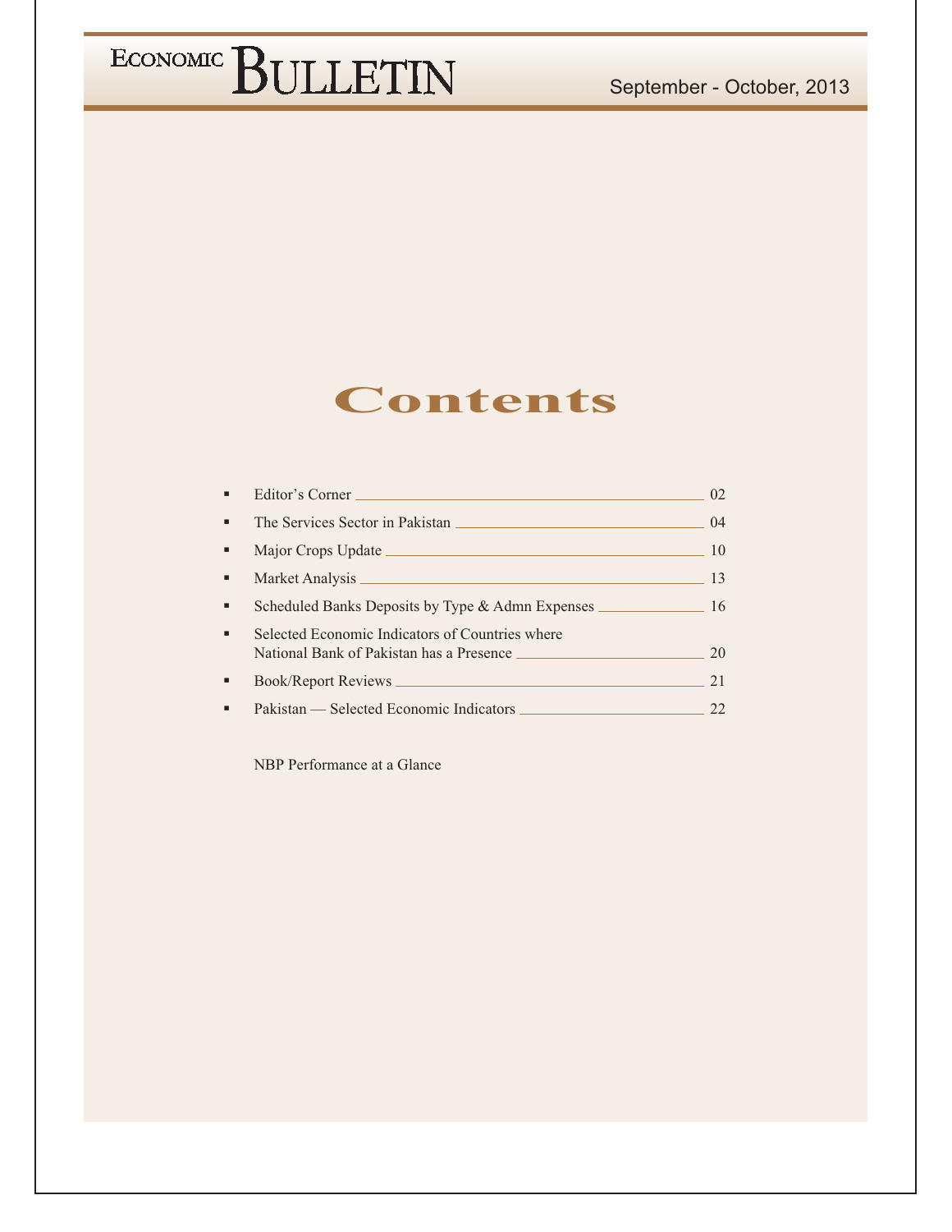# ECONOMIC BULLETIN

September - October, 2013

## Contents

- Editor's Corner — 02
- The Services Sector in Pakistan — 04
- Major Crops Update — 10
- Market Analysis — 13
- Scheduled Banks Deposits by Type & Admn Expenses — 16
- Selected Economic Indicators of Countries where National Bank of Pakistan has a Presence — 20
- Book/Report Reviews — 21
- Pakistan — Selected Economic Indicators — 22

NBP Performance at a Glance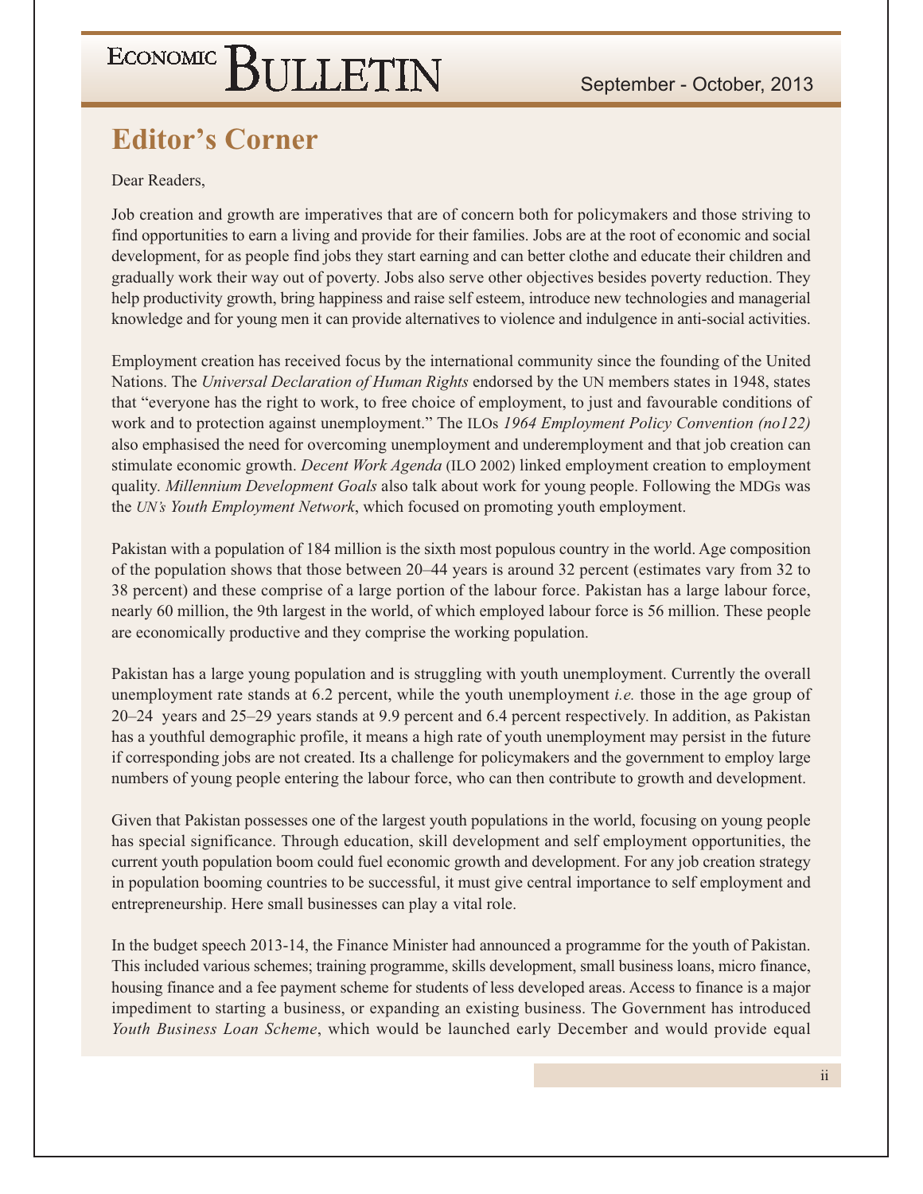## Editor's Corner

Dear Readers,

Job creation and growth are imperatives that are of concern both for policymakers and those striving to find opportunities to earn a living and provide for their families. Jobs are at the root of economic and social development, for as people find jobs they start earning and can better clothe and educate their children and gradually work their way out of poverty. Jobs also serve other objectives besides poverty reduction. They help productivity growth, bring happiness and raise self esteem, introduce new technologies and managerial knowledge and for young men it can provide alternatives to violence and indulgence in anti-social activities.

Employment creation has received focus by the international community since the founding of the United Nations. The *Universal Declaration of Human Rights* endorsed by the UN members states in 1948, states that "everyone has the right to work, to free choice of employment, to just and favourable conditions of work and to protection against unemployment." The ILOs *1964 Employment Policy Convention (no122)* also emphasised the need for overcoming unemployment and underemployment and that job creation can stimulate economic growth. *Decent Work Agenda* (ILO 2002) linked employment creation to employment quality. *Millennium Development Goals* also talk about work for young people. Following the MDGs was the *UN's Youth Employment Network*, which focused on promoting youth employment.

Pakistan with a population of 184 million is the sixth most populous country in the world. Age composition of the population shows that those between 20–44 years is around 32 percent (estimates vary from 32 to 38 percent) and these comprise of a large portion of the labour force. Pakistan has a large labour force, nearly 60 million, the 9th largest in the world, of which employed labour force is 56 million. These people are economically productive and they comprise the working population.

Pakistan has a large young population and is struggling with youth unemployment. Currently the overall unemployment rate stands at 6.2 percent, while the youth unemployment *i.e.* those in the age group of 20–24 years and 25–29 years stands at 9.9 percent and 6.4 percent respectively. In addition, as Pakistan has a youthful demographic profile, it means a high rate of youth unemployment may persist in the future if corresponding jobs are not created. Its a challenge for policymakers and the government to employ large numbers of young people entering the labour force, who can then contribute to growth and development.

Given that Pakistan possesses one of the largest youth populations in the world, focusing on young people has special significance. Through education, skill development and self employment opportunities, the current youth population boom could fuel economic growth and development. For any job creation strategy in population booming countries to be successful, it must give central importance to self employment and entrepreneurship. Here small businesses can play a vital role.

In the budget speech 2013-14, the Finance Minister had announced a programme for the youth of Pakistan. This included various schemes; training programme, skills development, small business loans, micro finance, housing finance and a fee payment scheme for students of less developed areas. Access to finance is a major impediment to starting a business, or expanding an existing business. The Government has introduced *Youth Business Loan Scheme*, which would be launched early December and would provide equal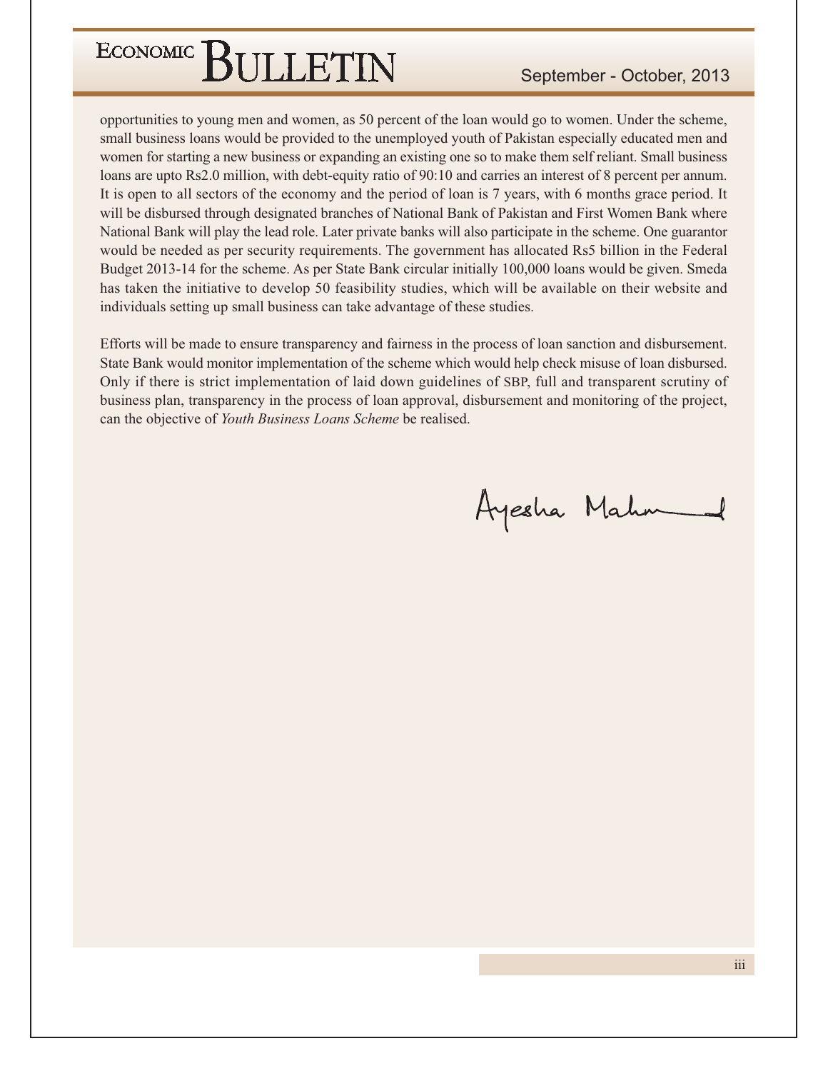opportunities to young men and women, as 50 percent of the loan would go to women. Under the scheme, small business loans would be provided to the unemployed youth of Pakistan especially educated men and women for starting a new business or expanding an existing one so to make them self reliant. Small business loans are upto Rs2.0 million, with debt-equity ratio of 90:10 and carries an interest of 8 percent per annum. It is open to all sectors of the economy and the period of loan is 7 years, with 6 months grace period. It will be disbursed through designated branches of National Bank of Pakistan and First Women Bank where National Bank will play the lead role. Later private banks will also participate in the scheme. One guarantor would be needed as per security requirements. The government has allocated Rs5 billion in the Federal Budget 2013-14 for the scheme. As per State Bank circular initially 100,000 loans would be given. Smeda has taken the initiative to develop 50 feasibility studies, which will be available on their website and individuals setting up small business can take advantage of these studies.

Efforts will be made to ensure transparency and fairness in the process of loan sanction and disbursement. State Bank would monitor implementation of the scheme which would help check misuse of loan disbursed. Only if there is strict implementation of laid down guidelines of SBP, full and transparent scrutiny of business plan, transparency in the process of loan approval, disbursement and monitoring of the project, can the objective of *Youth Business Loans Scheme* be realised.

Ayesha Mahmood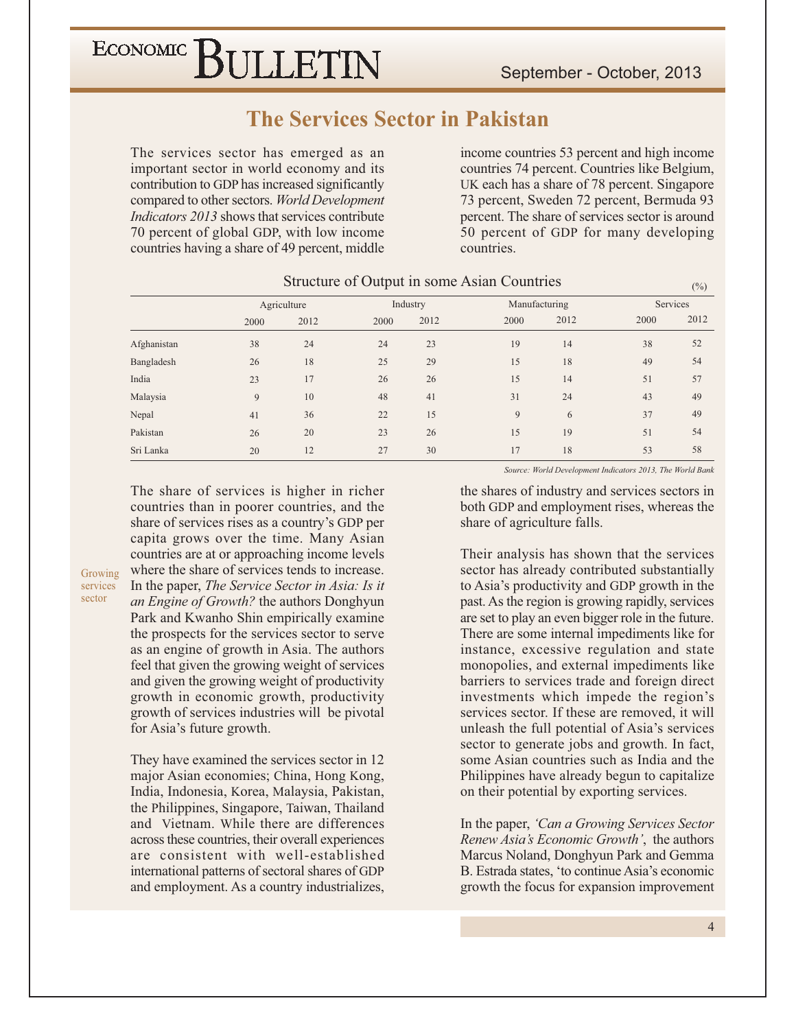## The Services Sector in Pakistan

The services sector has emerged as an important sector in world economy and its contribution to GDP has increased significantly compared to other sectors. *World Development Indicators 2013* shows that services contribute 70 percent of global GDP, with low income countries having a share of 49 percent, middle income countries 53 percent and high income countries 74 percent. Countries like Belgium, UK each has a share of 78 percent. Singapore 73 percent, Sweden 72 percent, Bermuda 93 percent. The share of services sector is around 50 percent of GDP for many developing countries.

Structure of Output in some Asian Countries

(%)

| | Agriculture | | Industry | | Manufacturing | | Services | |
|---|---|---|---|---|---|---|---|---|
| | 2000 | 2012 | 2000 | 2012 | 2000 | 2012 | 2000 | 2012 |
| Afghanistan | 38 | 24 | 24 | 23 | 19 | 14 | 38 | 52 |
| Bangladesh | 26 | 18 | 25 | 29 | 15 | 18 | 49 | 54 |
| India | 23 | 17 | 26 | 26 | 15 | 14 | 51 | 57 |
| Malaysia | 9 | 10 | 48 | 41 | 31 | 24 | 43 | 49 |
| Nepal | 41 | 36 | 22 | 15 | 9 | 6 | 37 | 49 |
| Pakistan | 26 | 20 | 23 | 26 | 15 | 19 | 51 | 54 |
| Sri Lanka | 20 | 12 | 27 | 30 | 17 | 18 | 53 | 58 |

*Source: World Development Indicators 2013, The World Bank*

Growing services sector

The share of services is higher in richer countries than in poorer countries, and the share of services rises as a country's GDP per capita grows over the time. Many Asian countries are at or approaching income levels where the share of services tends to increase. In the paper, *The Service Sector in Asia: Is it an Engine of Growth?* the authors Donghyun Park and Kwanho Shin empirically examine the prospects for the services sector to serve as an engine of growth in Asia. The authors feel that given the growing weight of services and given the growing weight of productivity growth in economic growth, productivity growth of services industries will be pivotal for Asia's future growth.

They have examined the services sector in 12 major Asian economies; China, Hong Kong, India, Indonesia, Korea, Malaysia, Pakistan, the Philippines, Singapore, Taiwan, Thailand and Vietnam. While there are differences across these countries, their overall experiences are consistent with well-established international patterns of sectoral shares of GDP and employment. As a country industrializes, the shares of industry and services sectors in both GDP and employment rises, whereas the share of agriculture falls.

Their analysis has shown that the services sector has already contributed substantially to Asia's productivity and GDP growth in the past. As the region is growing rapidly, services are set to play an even bigger role in the future. There are some internal impediments like for instance, excessive regulation and state monopolies, and external impediments like barriers to services trade and foreign direct investments which impede the region's services sector. If these are removed, it will unleash the full potential of Asia's services sector to generate jobs and growth. In fact, some Asian countries such as India and the Philippines have already begun to capitalize on their potential by exporting services.

In the paper, *'Can a Growing Services Sector Renew Asia's Economic Growth'*, the authors Marcus Noland, Donghyun Park and Gemma B. Estrada states, 'to continue Asia's economic growth the focus for expansion improvement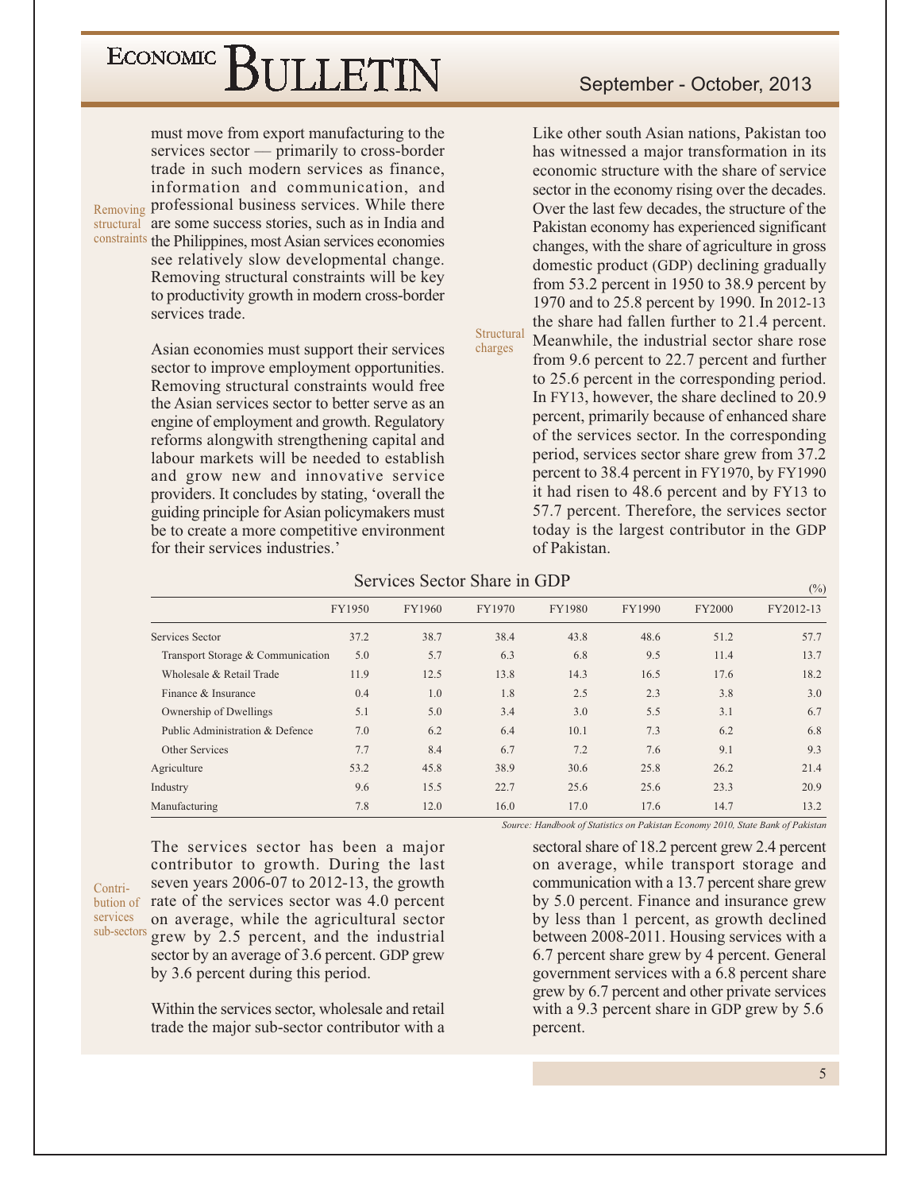must move from export manufacturing to the services sector — primarily to cross-border trade in such modern services as finance, information and communication, and professional business services. While there are some success stories, such as in India and the Philippines, most Asian services economies see relatively slow developmental change. Removing structural constraints will be key to productivity growth in modern cross-border services trade.

Removing structural constraints

Asian economies must support their services sector to improve employment opportunities. Removing structural constraints would free the Asian services sector to better serve as an engine of employment and growth. Regulatory reforms alongwith strengthening capital and labour markets will be needed to establish and grow new and innovative service providers. It concludes by stating, 'overall the guiding principle for Asian policymakers must be to create a more competitive environment for their services industries.'

Structural charges

Like other south Asian nations, Pakistan too has witnessed a major transformation in its economic structure with the share of service sector in the economy rising over the decades. Over the last few decades, the structure of the Pakistan economy has experienced significant changes, with the share of agriculture in gross domestic product (GDP) declining gradually from 53.2 percent in 1950 to 38.9 percent by 1970 and to 25.8 percent by 1990. In 2012-13 the share had fallen further to 21.4 percent. Meanwhile, the industrial sector share rose from 9.6 percent to 22.7 percent and further to 25.6 percent in the corresponding period. In FY13, however, the share declined to 20.9 percent, primarily because of enhanced share of the services sector. In the corresponding period, services sector share grew from 37.2 percent to 38.4 percent in FY1970, by FY1990 it had risen to 48.6 percent and by FY13 to 57.7 percent. Therefore, the services sector today is the largest contributor in the GDP of Pakistan.

**Services Sector Share in GDP**

(%)

| | FY1950 | FY1960 | FY1970 | FY1980 | FY1990 | FY2000 | FY2012-13 |
|---|---|---|---|---|---|---|---|
| Services Sector | 37.2 | 38.7 | 38.4 | 43.8 | 48.6 | 51.2 | 57.7 |
| Transport Storage & Communication | 5.0 | 5.7 | 6.3 | 6.8 | 9.5 | 11.4 | 13.7 |
| Wholesale & Retail Trade | 11.9 | 12.5 | 13.8 | 14.3 | 16.5 | 17.6 | 18.2 |
| Finance & Insurance | 0.4 | 1.0 | 1.8 | 2.5 | 2.3 | 3.8 | 3.0 |
| Ownership of Dwellings | 5.1 | 5.0 | 3.4 | 3.0 | 5.5 | 3.1 | 6.7 |
| Public Administration & Defence | 7.0 | 6.2 | 6.4 | 10.1 | 7.3 | 6.2 | 6.8 |
| Other Services | 7.7 | 8.4 | 6.7 | 7.2 | 7.6 | 9.1 | 9.3 |
| Agriculture | 53.2 | 45.8 | 38.9 | 30.6 | 25.8 | 26.2 | 21.4 |
| Industry | 9.6 | 15.5 | 22.7 | 25.6 | 25.6 | 23.3 | 20.9 |
| Manufacturing | 7.8 | 12.0 | 16.0 | 17.0 | 17.6 | 14.7 | 13.2 |

*Source: Handbook of Statistics on Pakistan Economy 2010, State Bank of Pakistan*

Contribution of services sub-sectors

The services sector has been a major contributor to growth. During the last seven years 2006-07 to 2012-13, the growth rate of the services sector was 4.0 percent on average, while the agricultural sector grew by 2.5 percent, and the industrial sector by an average of 3.6 percent. GDP grew by 3.6 percent during this period.

Within the services sector, wholesale and retail trade the major sub-sector contributor with a sectoral share of 18.2 percent grew 2.4 percent on average, while transport storage and communication with a 13.7 percent share grew by 5.0 percent. Finance and insurance grew by less than 1 percent, as growth declined between 2008-2011. Housing services with a 6.7 percent share grew by 4 percent. General government services with a 6.8 percent share grew by 6.7 percent and other private services with a 9.3 percent share in GDP grew by 5.6 percent.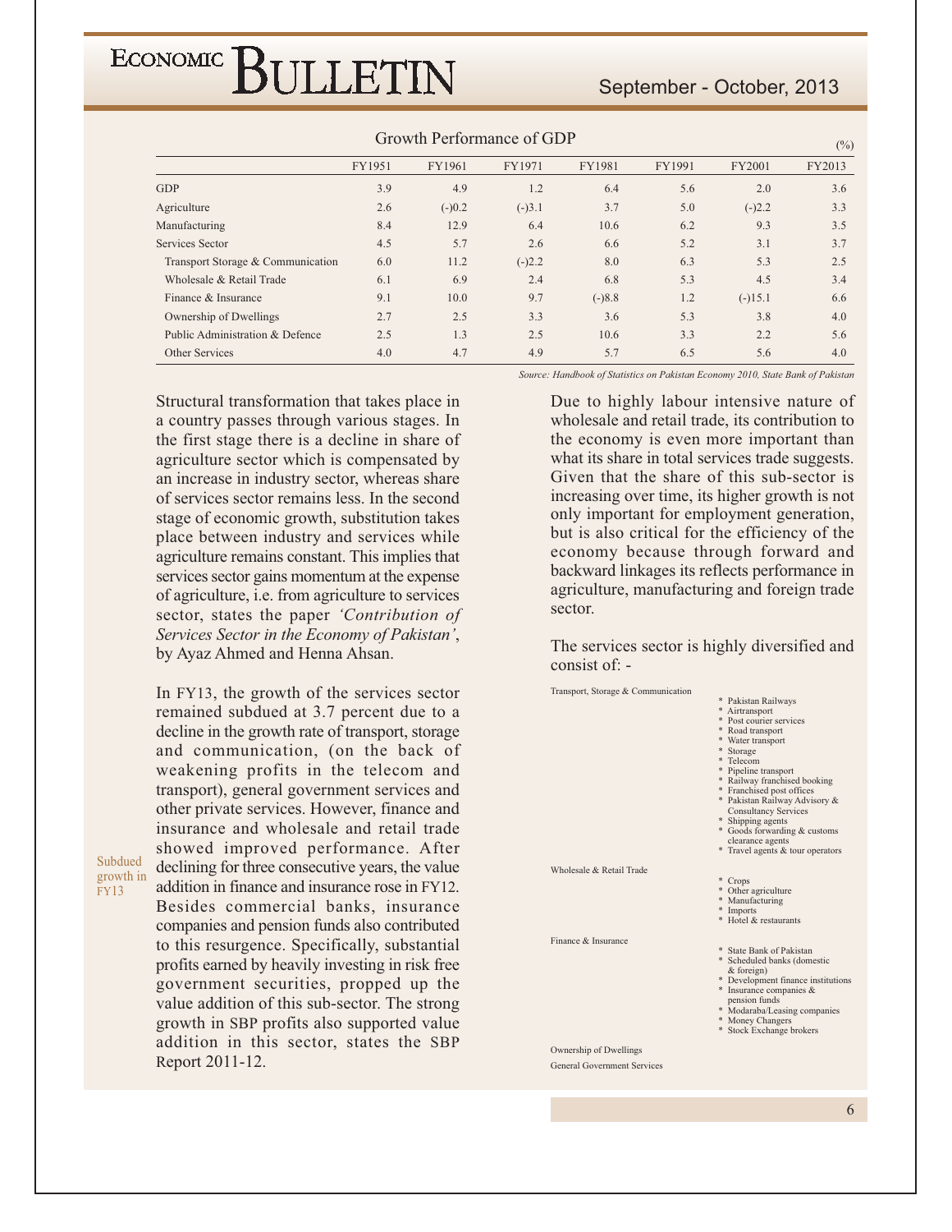### Growth Performance of GDP

(%)

| | FY1951 | FY1961 | FY1971 | FY1981 | FY1991 | FY2001 | FY2013 |
|---|---|---|---|---|---|---|---|
| GDP | 3.9 | 4.9 | 1.2 | 6.4 | 5.6 | 2.0 | 3.6 |
| Agriculture | 2.6 | (-)0.2 | (-)3.1 | 3.7 | 5.0 | (-)2.2 | 3.3 |
| Manufacturing | 8.4 | 12.9 | 6.4 | 10.6 | 6.2 | 9.3 | 3.5 |
| Services Sector | 4.5 | 5.7 | 2.6 | 6.6 | 5.2 | 3.1 | 3.7 |
| Transport Storage & Communication | 6.0 | 11.2 | (-)2.2 | 8.0 | 6.3 | 5.3 | 2.5 |
| Wholesale & Retail Trade | 6.1 | 6.9 | 2.4 | 6.8 | 5.3 | 4.5 | 3.4 |
| Finance & Insurance | 9.1 | 10.0 | 9.7 | (-)8.8 | 1.2 | (-)15.1 | 6.6 |
| Ownership of Dwellings | 2.7 | 2.5 | 3.3 | 3.6 | 5.3 | 3.8 | 4.0 |
| Public Administration & Defence | 2.5 | 1.3 | 2.5 | 10.6 | 3.3 | 2.2 | 5.6 |
| Other Services | 4.0 | 4.7 | 4.9 | 5.7 | 6.5 | 5.6 | 4.0 |

*Source: Handbook of Statistics on Pakistan Economy 2010, State Bank of Pakistan*

Structural transformation that takes place in a country passes through various stages. In the first stage there is a decline in share of agriculture sector which is compensated by an increase in industry sector, whereas share of services sector remains less. In the second stage of economic growth, substitution takes place between industry and services while agriculture remains constant. This implies that services sector gains momentum at the expense of agriculture, i.e. from agriculture to services sector, states the paper *'Contribution of Services Sector in the Economy of Pakistan'*, by Ayaz Ahmed and Henna Ahsan.

Subdued growth in FY13

In FY13, the growth of the services sector remained subdued at 3.7 percent due to a decline in the growth rate of transport, storage and communication, (on the back of weakening profits in the telecom and transport), general government services and other private services. However, finance and insurance and wholesale and retail trade showed improved performance. After declining for three consecutive years, the value addition in finance and insurance rose in FY12. Besides commercial banks, insurance companies and pension funds also contributed to this resurgence. Specifically, substantial profits earned by heavily investing in risk free government securities, propped up the value addition of this sub-sector. The strong growth in SBP profits also supported value addition in this sector, states the SBP Report 2011-12.

Due to highly labour intensive nature of wholesale and retail trade, its contribution to the economy is even more important than what its share in total services trade suggests. Given that the share of this sub-sector is increasing over time, its higher growth is not only important for employment generation, but is also critical for the efficiency of the economy because through forward and backward linkages its reflects performance in agriculture, manufacturing and foreign trade sector.

The services sector is highly diversified and consist of: -

Transport, Storage & Communication
- Pakistan Railways
- Airtransport
- Post courier services
- Road transport
- Water transport
- Storage
- Telecom
- Pipeline transport
- Railway franchised booking
- Franchised post offices
- Pakistan Railway Advisory & Consultancy Services
- Shipping agents
- Goods forwarding & customs clearance agents
- Travel agents & tour operators

Wholesale & Retail Trade
- Crops
- Other agriculture
- Manufacturing
- Imports
- Hotel & restaurants

Finance & Insurance
- State Bank of Pakistan
- Scheduled banks (domestic & foreign)
- Development finance institutions
- Insurance companies & pension funds
- Modaraba/Leasing companies
- Money Changers
- Stock Exchange brokers

Ownership of Dwellings

General Government Services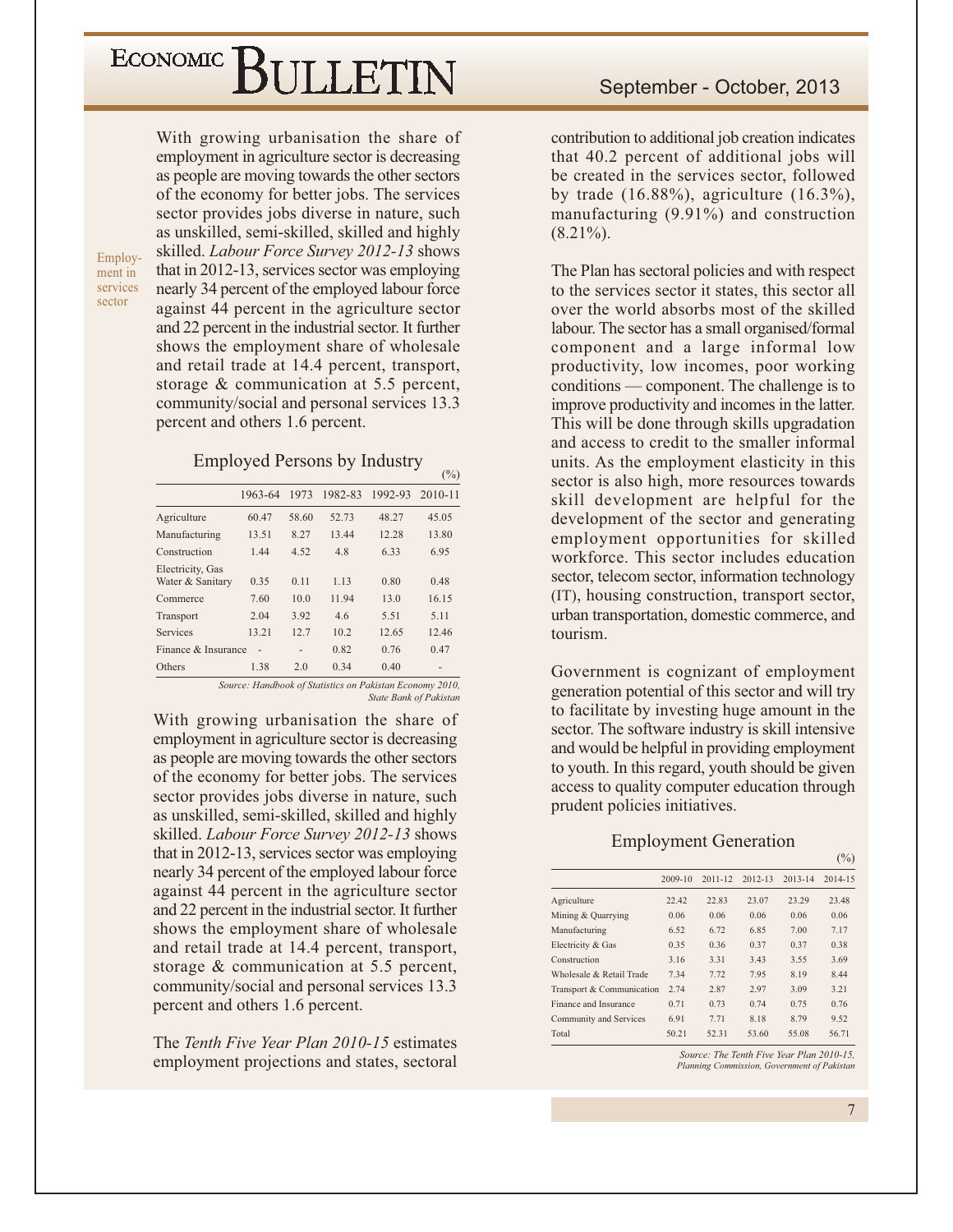With growing urbanisation the share of employment in agriculture sector is decreasing as people are moving towards the other sectors of the economy for better jobs. The services sector provides jobs diverse in nature, such as unskilled, semi-skilled, skilled and highly skilled. *Labour Force Survey 2012-13* shows that in 2012-13, services sector was employing nearly 34 percent of the employed labour force against 44 percent in the agriculture sector and 22 percent in the industrial sector. It further shows the employment share of wholesale and retail trade at 14.4 percent, transport, storage & communication at 5.5 percent, community/social and personal services 13.3 percent and others 1.6 percent.

Employment in services sector

**Employed Persons by Industry**

(%)

| | 1963-64 | 1973 | 1982-83 | 1992-93 | 2010-11 |
|---|---|---|---|---|---|
| Agriculture | 60.47 | 58.60 | 52.73 | 48.27 | 45.05 |
| Manufacturing | 13.51 | 8.27 | 13.44 | 12.28 | 13.80 |
| Construction | 1.44 | 4.52 | 4.8 | 6.33 | 6.95 |
| Electricity, Gas Water & Sanitary | 0.35 | 0.11 | 1.13 | 0.80 | 0.48 |
| Commerce | 7.60 | 10.0 | 11.94 | 13.0 | 16.15 |
| Transport | 2.04 | 3.92 | 4.6 | 5.51 | 5.11 |
| Services | 13.21 | 12.7 | 10.2 | 12.65 | 12.46 |
| Finance & Insurance | - | - | 0.82 | 0.76 | 0.47 |
| Others | 1.38 | 2.0 | 0.34 | 0.40 | - |

*Source: Handbook of Statistics on Pakistan Economy 2010, State Bank of Pakistan*

With growing urbanisation the share of employment in agriculture sector is decreasing as people are moving towards the other sectors of the economy for better jobs. The services sector provides jobs diverse in nature, such as unskilled, semi-skilled, skilled and highly skilled. *Labour Force Survey 2012-13* shows that in 2012-13, services sector was employing nearly 34 percent of the employed labour force against 44 percent in the agriculture sector and 22 percent in the industrial sector. It further shows the employment share of wholesale and retail trade at 14.4 percent, transport, storage & communication at 5.5 percent, community/social and personal services 13.3 percent and others 1.6 percent.

The *Tenth Five Year Plan 2010-15* estimates employment projections and states, sectoral contribution to additional job creation indicates that 40.2 percent of additional jobs will be created in the services sector, followed by trade (16.88%), agriculture (16.3%), manufacturing (9.91%) and construction (8.21%).

The Plan has sectoral policies and with respect to the services sector it states, this sector all over the world absorbs most of the skilled labour. The sector has a small organised/formal component and a large informal low productivity, low incomes, poor working conditions — component. The challenge is to improve productivity and incomes in the latter. This will be done through skills upgradation and access to credit to the smaller informal units. As the employment elasticity in this sector is also high, more resources towards skill development are helpful for the development of the sector and generating employment opportunities for skilled workforce. This sector includes education sector, telecom sector, information technology (IT), housing construction, transport sector, urban transportation, domestic commerce, and tourism.

Government is cognizant of employment generation potential of this sector and will try to facilitate by investing huge amount in the sector. The software industry is skill intensive and would be helpful in providing employment to youth. In this regard, youth should be given access to quality computer education through prudent policies initiatives.

**Employment Generation**

(%)

| | 2009-10 | 2011-12 | 2012-13 | 2013-14 | 2014-15 |
|---|---|---|---|---|---|
| Agriculture | 22.42 | 22.83 | 23.07 | 23.29 | 23.48 |
| Mining & Quarrying | 0.06 | 0.06 | 0.06 | 0.06 | 0.06 |
| Manufacturing | 6.52 | 6.72 | 6.85 | 7.00 | 7.17 |
| Electricity & Gas | 0.35 | 0.36 | 0.37 | 0.37 | 0.38 |
| Construction | 3.16 | 3.31 | 3.43 | 3.55 | 3.69 |
| Wholesale & Retail Trade | 7.34 | 7.72 | 7.95 | 8.19 | 8.44 |
| Transport & Communication | 2.74 | 2.87 | 2.97 | 3.09 | 3.21 |
| Finance and Insurance | 0.71 | 0.73 | 0.74 | 0.75 | 0.76 |
| Community and Services | 6.91 | 7.71 | 8.18 | 8.79 | 9.52 |
| Total | 50.21 | 52.31 | 53.60 | 55.08 | 56.71 |

*Source: The Tenth Five Year Plan 2010-15, Planning Commission, Government of Pakistan*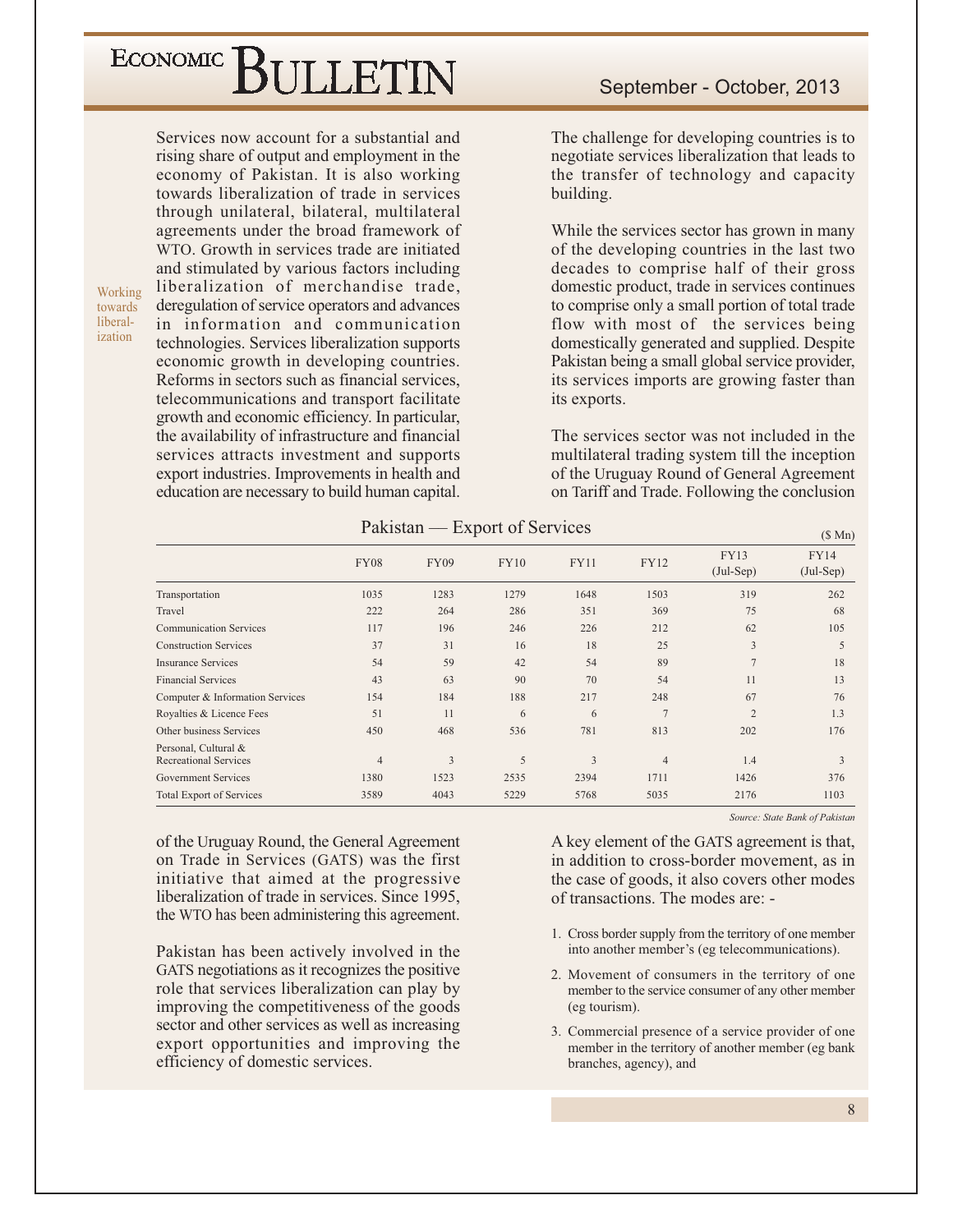Services now account for a substantial and rising share of output and employment in the economy of Pakistan. It is also working towards liberalization of trade in services through unilateral, bilateral, multilateral agreements under the broad framework of WTO. Growth in services trade are initiated and stimulated by various factors including liberalization of merchandise trade, deregulation of service operators and advances in information and communication technologies. Services liberalization supports economic growth in developing countries. Reforms in sectors such as financial services, telecommunications and transport facilitate growth and economic efficiency. In particular, the availability of infrastructure and financial services attracts investment and supports export industries. Improvements in health and education are necessary to build human capital.

*Working towards liberalization*

The challenge for developing countries is to negotiate services liberalization that leads to the transfer of technology and capacity building.

While the services sector has grown in many of the developing countries in the last two decades to comprise half of their gross domestic product, trade in services continues to comprise only a small portion of total trade flow with most of the services being domestically generated and supplied. Despite Pakistan being a small global service provider, its services imports are growing faster than its exports.

The services sector was not included in the multilateral trading system till the inception of the Uruguay Round of General Agreement on Tariff and Trade. Following the conclusion of the Uruguay Round, the General Agreement on Trade in Services (GATS) was the first initiative that aimed at the progressive liberalization of trade in services. Since 1995, the WTO has been administering this agreement.

**Pakistan — Export of Services**

($ Mn)

| | FY08 | FY09 | FY10 | FY11 | FY12 | FY13 (Jul-Sep) | FY14 (Jul-Sep) |
|---|---|---|---|---|---|---|---|
| Transportation | 1035 | 1283 | 1279 | 1648 | 1503 | 319 | 262 |
| Travel | 222 | 264 | 286 | 351 | 369 | 75 | 68 |
| Communication Services | 117 | 196 | 246 | 226 | 212 | 62 | 105 |
| Construction Services | 37 | 31 | 16 | 18 | 25 | 3 | 5 |
| Insurance Services | 54 | 59 | 42 | 54 | 89 | 7 | 18 |
| Financial Services | 43 | 63 | 90 | 70 | 54 | 11 | 13 |
| Computer & Information Services | 154 | 184 | 188 | 217 | 248 | 67 | 76 |
| Royalties & Licence Fees | 51 | 11 | 6 | 6 | 7 | 2 | 1.3 |
| Other business Services | 450 | 468 | 536 | 781 | 813 | 202 | 176 |
| Personal, Cultural & Recreational Services | 4 | 3 | 5 | 3 | 4 | 1.4 | 3 |
| Government Services | 1380 | 1523 | 2535 | 2394 | 1711 | 1426 | 376 |
| Total Export of Services | 3589 | 4043 | 5229 | 5768 | 5035 | 2176 | 1103 |

*Source: State Bank of Pakistan*

Pakistan has been actively involved in the GATS negotiations as it recognizes the positive role that services liberalization can play by improving the competitiveness of the goods sector and other services as well as increasing export opportunities and improving the efficiency of domestic services.

A key element of the GATS agreement is that, in addition to cross-border movement, as in the case of goods, it also covers other modes of transactions. The modes are: -

1. Cross border supply from the territory of one member into another member's (eg telecommunications).
2. Movement of consumers in the territory of one member to the service consumer of any other member (eg tourism).
3. Commercial presence of a service provider of one member in the territory of another member (eg bank branches, agency), and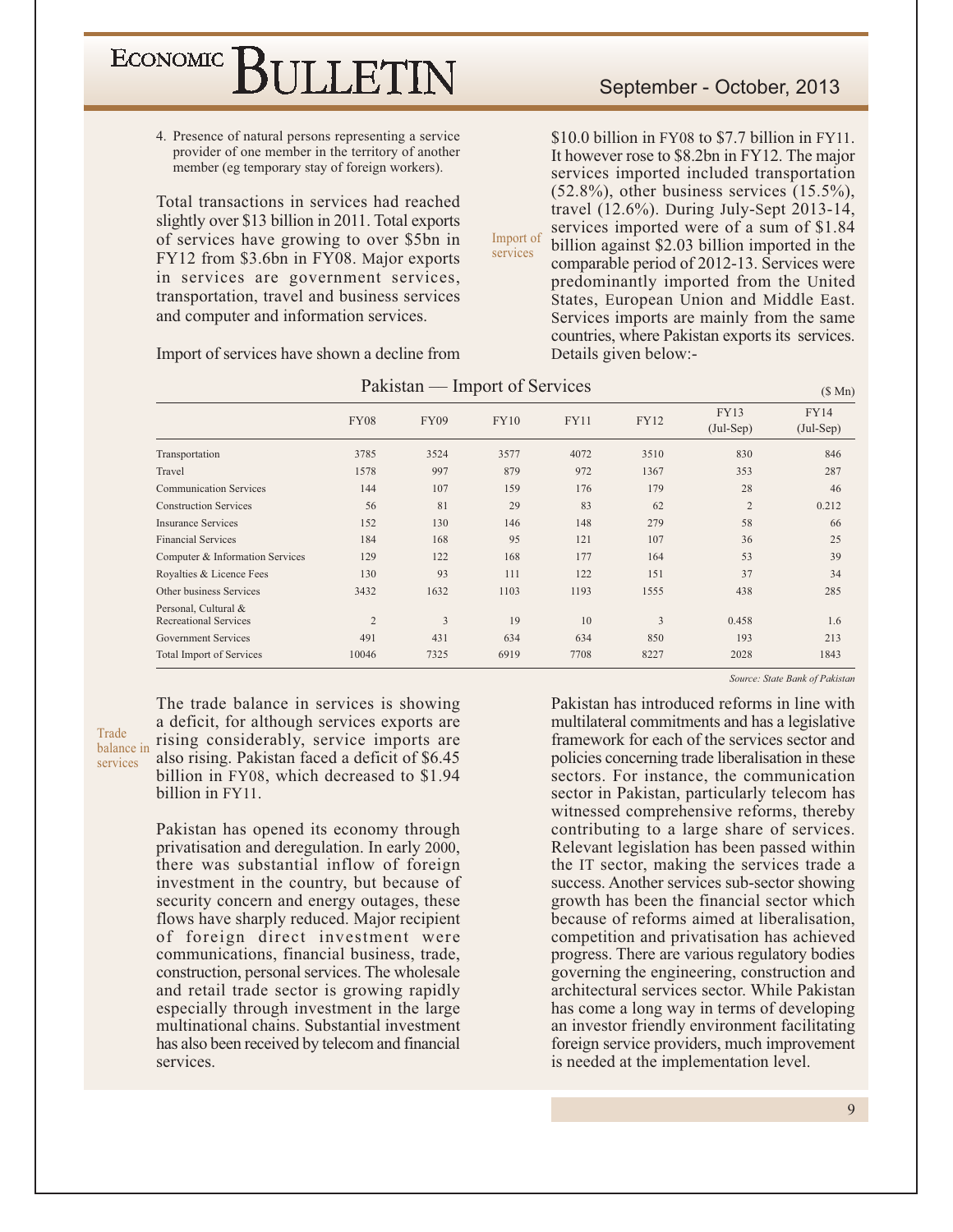4. Presence of natural persons representing a service provider of one member in the territory of another member (eg temporary stay of foreign workers).

Total transactions in services had reached slightly over $13 billion in 2011. Total exports of services have growing to over $5bn in FY12 from $3.6bn in FY08. Major exports in services are government services, transportation, travel and business services and computer and information services.

Import of services

Import of services have shown a decline from $10.0 billion in FY08 to $7.7 billion in FY11. It however rose to $8.2bn in FY12. The major services imported included transportation (52.8%), other business services (15.5%), travel (12.6%). During July-Sept 2013-14, services imported were of a sum of $1.84 billion against $2.03 billion imported in the comparable period of 2012-13. Services were predominantly imported from the United States, European Union and Middle East. Services imports are mainly from the same countries, where Pakistan exports its services. Details given below:-

**Pakistan — Import of Services** ($ Mn)

| | FY08 | FY09 | FY10 | FY11 | FY12 | FY13 (Jul-Sep) | FY14 (Jul-Sep) |
|---|---|---|---|---|---|---|---|
| Transportation | 3785 | 3524 | 3577 | 4072 | 3510 | 830 | 846 |
| Travel | 1578 | 997 | 879 | 972 | 1367 | 353 | 287 |
| Communication Services | 144 | 107 | 159 | 176 | 179 | 28 | 46 |
| Construction Services | 56 | 81 | 29 | 83 | 62 | 2 | 0.212 |
| Insurance Services | 152 | 130 | 146 | 148 | 279 | 58 | 66 |
| Financial Services | 184 | 168 | 95 | 121 | 107 | 36 | 25 |
| Computer & Information Services | 129 | 122 | 168 | 177 | 164 | 53 | 39 |
| Royalties & Licence Fees | 130 | 93 | 111 | 122 | 151 | 37 | 34 |
| Other business Services | 3432 | 1632 | 1103 | 1193 | 1555 | 438 | 285 |
| Personal, Cultural & Recreational Services | 2 | 3 | 19 | 10 | 3 | 0.458 | 1.6 |
| Government Services | 491 | 431 | 634 | 634 | 850 | 193 | 213 |
| Total Import of Services | 10046 | 7325 | 6919 | 7708 | 8227 | 2028 | 1843 |

*Source: State Bank of Pakistan*

Trade balance in services

The trade balance in services is showing a deficit, for although services exports are rising considerably, service imports are also rising. Pakistan faced a deficit of $6.45 billion in FY08, which decreased to $1.94 billion in FY11.

Pakistan has opened its economy through privatisation and deregulation. In early 2000, there was substantial inflow of foreign investment in the country, but because of security concern and energy outages, these flows have sharply reduced. Major recipient of foreign direct investment were communications, financial business, trade, construction, personal services. The wholesale and retail trade sector is growing rapidly especially through investment in the large multinational chains. Substantial investment has also been received by telecom and financial services.

Pakistan has introduced reforms in line with multilateral commitments and has a legislative framework for each of the services sector and policies concerning trade liberalisation in these sectors. For instance, the communication sector in Pakistan, particularly telecom has witnessed comprehensive reforms, thereby contributing to a large share of services. Relevant legislation has been passed within the IT sector, making the services trade a success. Another services sub-sector showing growth has been the financial sector which because of reforms aimed at liberalisation, competition and privatisation has achieved progress. There are various regulatory bodies governing the engineering, construction and architectural services sector. While Pakistan has come a long way in terms of developing an investor friendly environment facilitating foreign service providers, much improvement is needed at the implementation level.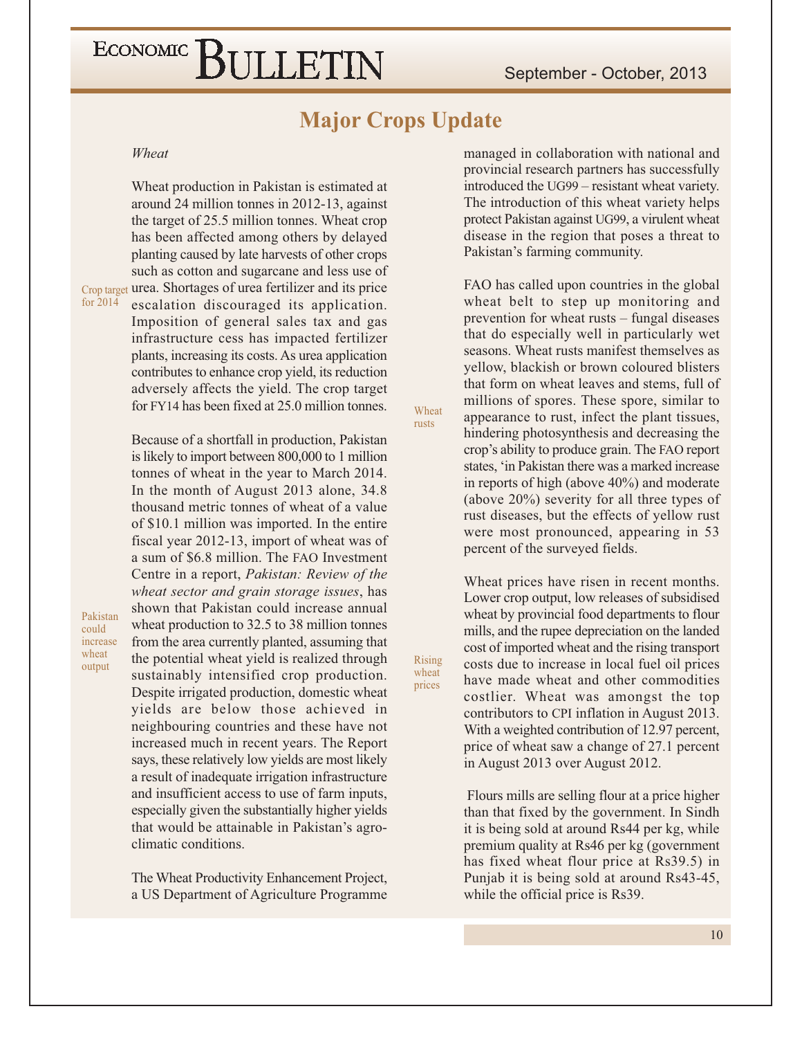# Major Crops Update

*Wheat*

Wheat production in Pakistan is estimated at around 24 million tonnes in 2012-13, against the target of 25.5 million tonnes. Wheat crop has been affected among others by delayed planting caused by late harvests of other crops such as cotton and sugarcane and less use of urea. Shortages of urea fertilizer and its price escalation discouraged its application. Imposition of general sales tax and gas infrastructure cess has impacted fertilizer plants, increasing its costs. As urea application contributes to enhance crop yield, its reduction adversely affects the yield. The crop target for FY14 has been fixed at 25.0 million tonnes.

Crop target for 2014

Because of a shortfall in production, Pakistan is likely to import between 800,000 to 1 million tonnes of wheat in the year to March 2014. In the month of August 2013 alone, 34.8 thousand metric tonnes of wheat of a value of $10.1 million was imported. In the entire fiscal year 2012-13, import of wheat was of a sum of $6.8 million. The FAO Investment Centre in a report, *Pakistan: Review of the wheat sector and grain storage issues*, has shown that Pakistan could increase annual wheat production to 32.5 to 38 million tonnes from the area currently planted, assuming that the potential wheat yield is realized through sustainably intensified crop production. Despite irrigated production, domestic wheat yields are below those achieved in neighbouring countries and these have not increased much in recent years. The Report says, these relatively low yields are most likely a result of inadequate irrigation infrastructure and insufficient access to use of farm inputs, especially given the substantially higher yields that would be attainable in Pakistan's agro-climatic conditions.

Pakistan could increase wheat output

The Wheat Productivity Enhancement Project, a US Department of Agriculture Programme managed in collaboration with national and provincial research partners has successfully introduced the UG99 – resistant wheat variety. The introduction of this wheat variety helps protect Pakistan against UG99, a virulent wheat disease in the region that poses a threat to Pakistan's farming community.

FAO has called upon countries in the global wheat belt to step up monitoring and prevention for wheat rusts – fungal diseases that do especially well in particularly wet seasons. Wheat rusts manifest themselves as yellow, blackish or brown coloured blisters that form on wheat leaves and stems, full of millions of spores. These spore, similar to appearance to rust, infect the plant tissues, hindering photosynthesis and decreasing the crop's ability to produce grain. The FAO report states, 'in Pakistan there was a marked increase in reports of high (above 40%) and moderate (above 20%) severity for all three types of rust diseases, but the effects of yellow rust were most pronounced, appearing in 53 percent of the surveyed fields.

Wheat rusts

Wheat prices have risen in recent months. Lower crop output, low releases of subsidised wheat by provincial food departments to flour mills, and the rupee depreciation on the landed cost of imported wheat and the rising transport costs due to increase in local fuel oil prices have made wheat and other commodities costlier. Wheat was amongst the top contributors to CPI inflation in August 2013. With a weighted contribution of 12.97 percent, price of wheat saw a change of 27.1 percent in August 2013 over August 2012.

Rising wheat prices

Flours mills are selling flour at a price higher than that fixed by the government. In Sindh it is being sold at around Rs44 per kg, while premium quality at Rs46 per kg (government has fixed wheat flour price at Rs39.5) in Punjab it is being sold at around Rs43-45, while the official price is Rs39.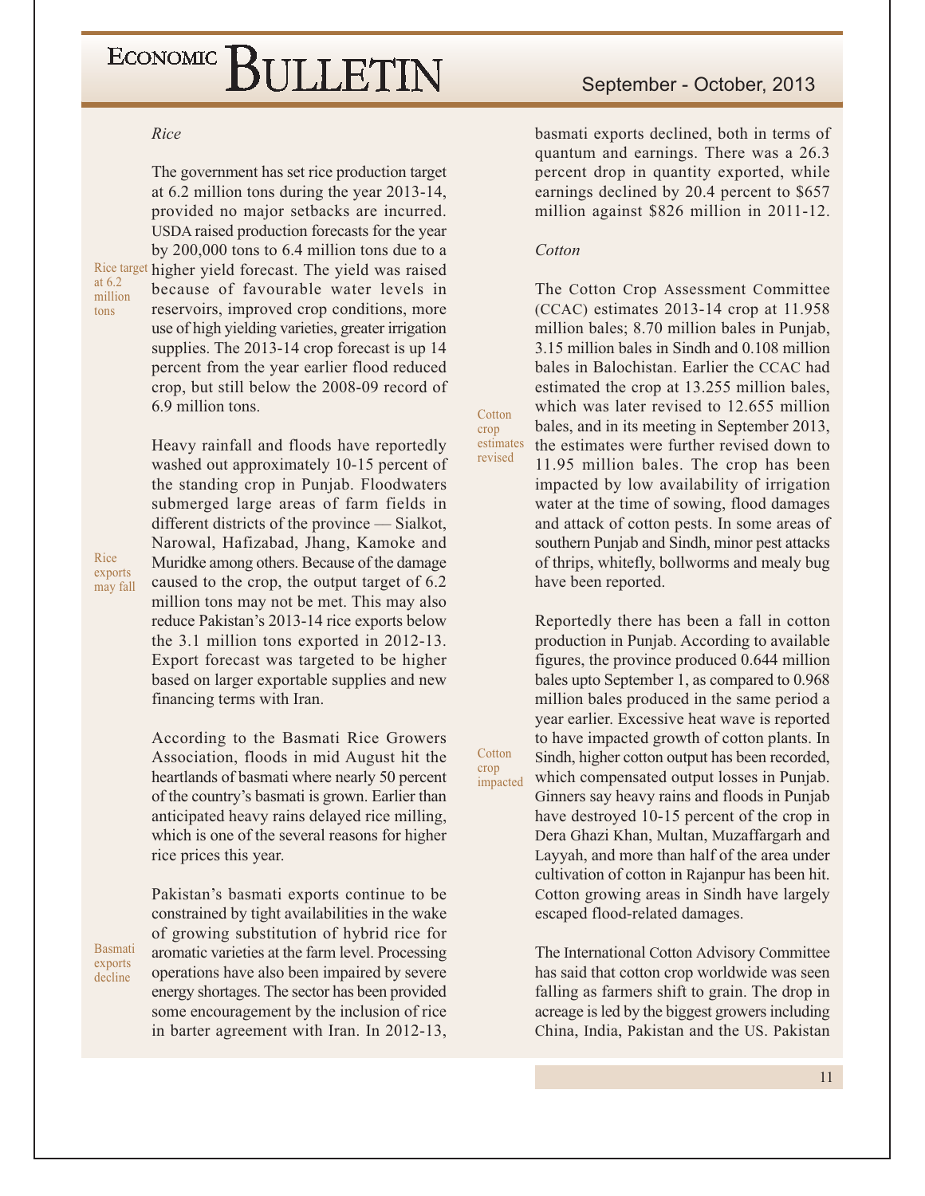### *Rice*

Rice target at 6.2 million tons

The government has set rice production target at 6.2 million tons during the year 2013-14, provided no major setbacks are incurred. USDA raised production forecasts for the year by 200,000 tons to 6.4 million tons due to a higher yield forecast. The yield was raised because of favourable water levels in reservoirs, improved crop conditions, more use of high yielding varieties, greater irrigation supplies. The 2013-14 crop forecast is up 14 percent from the year earlier flood reduced crop, but still below the 2008-09 record of 6.9 million tons.

Rice exports may fall

Heavy rainfall and floods have reportedly washed out approximately 10-15 percent of the standing crop in Punjab. Floodwaters submerged large areas of farm fields in different districts of the province — Sialkot, Narowal, Hafizabad, Jhang, Kamoke and Muridke among others. Because of the damage caused to the crop, the output target of 6.2 million tons may not be met. This may also reduce Pakistan's 2013-14 rice exports below the 3.1 million tons exported in 2012-13. Export forecast was targeted to be higher based on larger exportable supplies and new financing terms with Iran.

According to the Basmati Rice Growers Association, floods in mid August hit the heartlands of basmati where nearly 50 percent of the country's basmati is grown. Earlier than anticipated heavy rains delayed rice milling, which is one of the several reasons for higher rice prices this year.

Basmati exports decline

Pakistan's basmati exports continue to be constrained by tight availabilities in the wake of growing substitution of hybrid rice for aromatic varieties at the farm level. Processing operations have also been impaired by severe energy shortages. The sector has been provided some encouragement by the inclusion of rice in barter agreement with Iran. In 2012-13, basmati exports declined, both in terms of quantum and earnings. There was a 26.3 percent drop in quantity exported, while earnings declined by 20.4 percent to $657 million against $826 million in 2011-12.

### *Cotton*

Cotton crop estimates revised

The Cotton Crop Assessment Committee (CCAC) estimates 2013-14 crop at 11.958 million bales; 8.70 million bales in Punjab, 3.15 million bales in Sindh and 0.108 million bales in Balochistan. Earlier the CCAC had estimated the crop at 13.255 million bales, which was later revised to 12.655 million bales, and in its meeting in September 2013, the estimates were further revised down to 11.95 million bales. The crop has been impacted by low availability of irrigation water at the time of sowing, flood damages and attack of cotton pests. In some areas of southern Punjab and Sindh, minor pest attacks of thrips, whitefly, bollworms and mealy bug have been reported.

Cotton crop impacted

Reportedly there has been a fall in cotton production in Punjab. According to available figures, the province produced 0.644 million bales upto September 1, as compared to 0.968 million bales produced in the same period a year earlier. Excessive heat wave is reported to have impacted growth of cotton plants. In Sindh, higher cotton output has been recorded, which compensated output losses in Punjab. Ginners say heavy rains and floods in Punjab have destroyed 10-15 percent of the crop in Dera Ghazi Khan, Multan, Muzaffargarh and Layyah, and more than half of the area under cultivation of cotton in Rajanpur has been hit. Cotton growing areas in Sindh have largely escaped flood-related damages.

The International Cotton Advisory Committee has said that cotton crop worldwide was seen falling as farmers shift to grain. The drop in acreage is led by the biggest growers including China, India, Pakistan and the US. Pakistan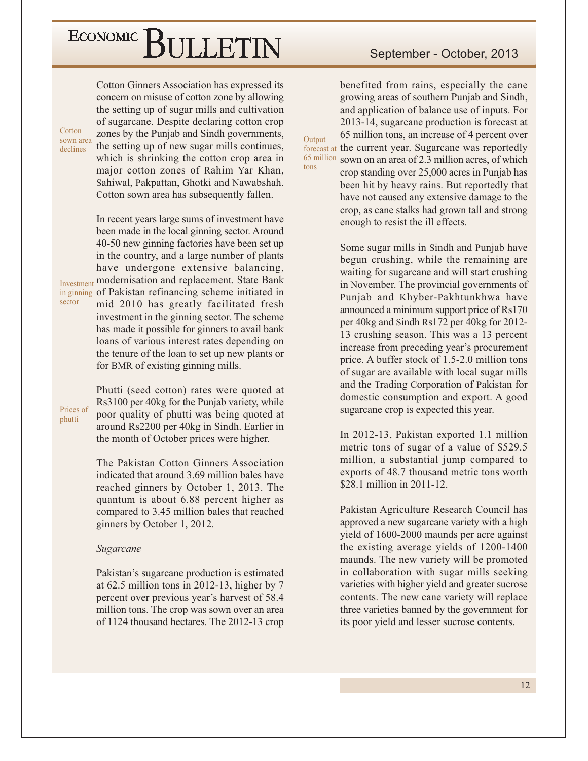Cotton sown area declines

Cotton Ginners Association has expressed its concern on misuse of cotton zone by allowing the setting up of sugar mills and cultivation of sugarcane. Despite declaring cotton crop zones by the Punjab and Sindh governments, the setting up of new sugar mills continues, which is shrinking the cotton crop area in major cotton zones of Rahim Yar Khan, Sahiwal, Pakpattan, Ghotki and Nawabshah. Cotton sown area has subsequently fallen.

Investment in ginning sector

In recent years large sums of investment have been made in the local ginning sector. Around 40-50 new ginning factories have been set up in the country, and a large number of plants have undergone extensive balancing, modernisation and replacement. State Bank of Pakistan refinancing scheme initiated in mid 2010 has greatly facilitated fresh investment in the ginning sector. The scheme has made it possible for ginners to avail bank loans of various interest rates depending on the tenure of the loan to set up new plants or for BMR of existing ginning mills.

Prices of phutti

Phutti (seed cotton) rates were quoted at Rs3100 per 40kg for the Punjab variety, while poor quality of phutti was being quoted at around Rs2200 per 40kg in Sindh. Earlier in the month of October prices were higher.

The Pakistan Cotton Ginners Association indicated that around 3.69 million bales have reached ginners by October 1, 2013. The quantum is about 6.88 percent higher as compared to 3.45 million bales that reached ginners by October 1, 2012.

*Sugarcane*

Pakistan's sugarcane production is estimated at 62.5 million tons in 2012-13, higher by 7 percent over previous year's harvest of 58.4 million tons. The crop was sown over an area of 1124 thousand hectares. The 2012-13 crop benefited from rains, especially the cane growing areas of southern Punjab and Sindh, and application of balance use of inputs. For 2013-14, sugarcane production is forecast at 65 million tons, an increase of 4 percent over the current year. Sugarcane was reportedly sown on an area of 2.3 million acres, of which crop standing over 25,000 acres in Punjab has been hit by heavy rains. But reportedly that have not caused any extensive damage to the crop, as cane stalks had grown tall and strong enough to resist the ill effects.

Output forecast at 65 million tons

Some sugar mills in Sindh and Punjab have begun crushing, while the remaining are waiting for sugarcane and will start crushing in November. The provincial governments of Punjab and Khyber-Pakhtunkhwa have announced a minimum support price of Rs170 per 40kg and Sindh Rs172 per 40kg for 2012-13 crushing season. This was a 13 percent increase from preceding year's procurement price. A buffer stock of 1.5-2.0 million tons of sugar are available with local sugar mills and the Trading Corporation of Pakistan for domestic consumption and export. A good sugarcane crop is expected this year.

In 2012-13, Pakistan exported 1.1 million metric tons of sugar of a value of $529.5 million, a substantial jump compared to exports of 48.7 thousand metric tons worth $28.1 million in 2011-12.

Pakistan Agriculture Research Council has approved a new sugarcane variety with a high yield of 1600-2000 maunds per acre against the existing average yields of 1200-1400 maunds. The new variety will be promoted in collaboration with sugar mills seeking varieties with higher yield and greater sucrose contents. The new cane variety will replace three varieties banned by the government for its poor yield and lesser sucrose contents.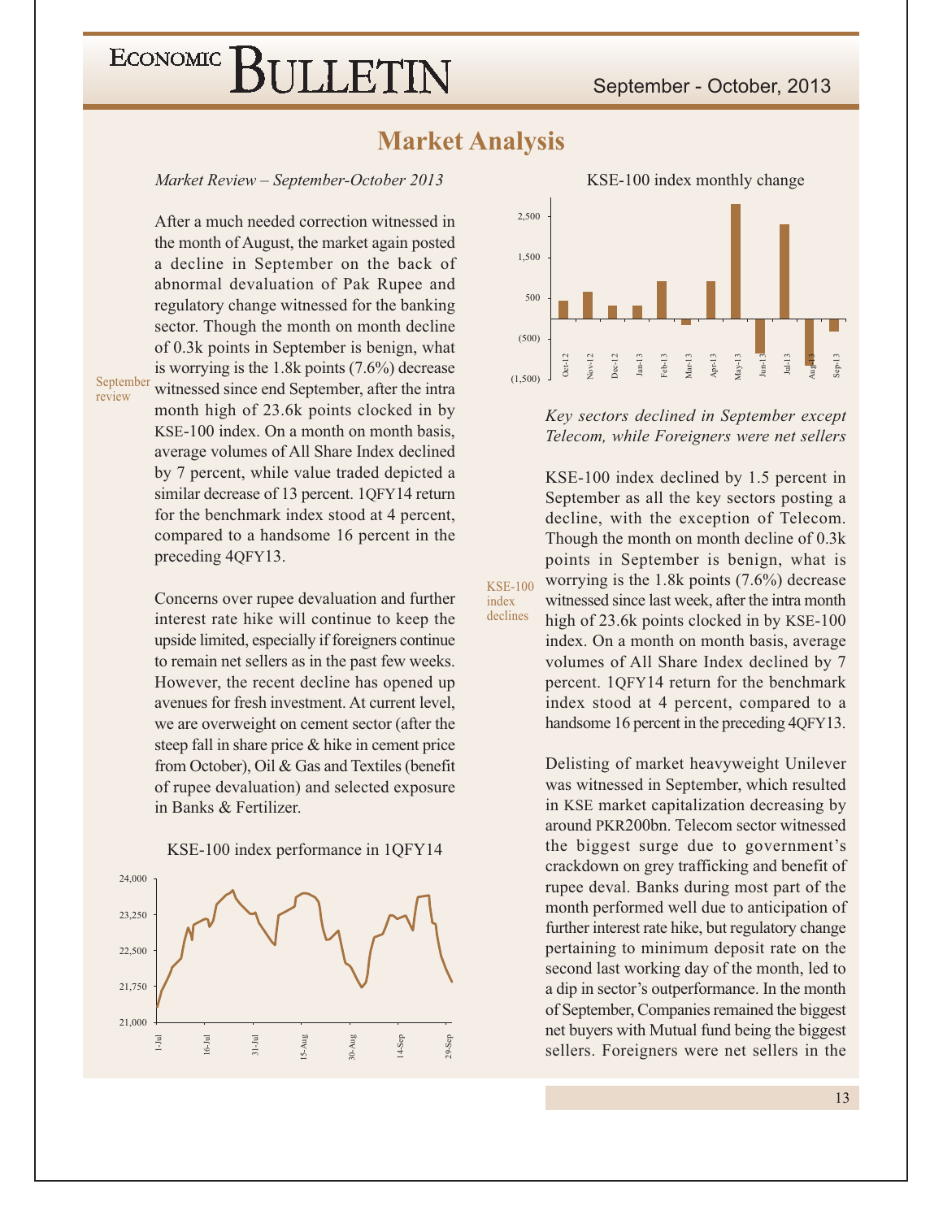# Market Analysis

*Market Review – September-October 2013*

September review

After a much needed correction witnessed in the month of August, the market again posted a decline in September on the back of abnormal devaluation of Pak Rupee and regulatory change witnessed for the banking sector. Though the month on month decline of 0.3k points in September is benign, what is worrying is the 1.8k points (7.6%) decrease witnessed since end September, after the intra month high of 23.6k points clocked in by KSE-100 index. On a month on month basis, average volumes of All Share Index declined by 7 percent, while value traded depicted a similar decrease of 13 percent. 1QFY14 return for the benchmark index stood at 4 percent, compared to a handsome 16 percent in the preceding 4QFY13.

Concerns over rupee devaluation and further interest rate hike will continue to keep the upside limited, especially if foreigners continue to remain net sellers as in the past few weeks. However, the recent decline has opened up avenues for fresh investment. At current level, we are overweight on cement sector (after the steep fall in share price & hike in cement price from October), Oil & Gas and Textiles (benefit of rupee devaluation) and selected exposure in Banks & Fertilizer.

KSE-100 index performance in 1QFY14

KSE-100 index monthly change

*Key sectors declined in September except Telecom, while Foreigners were net sellers*

KSE-100 index declines

KSE-100 index declined by 1.5 percent in September as all the key sectors posting a decline, with the exception of Telecom. Though the month on month decline of 0.3k points in September is benign, what is worrying is the 1.8k points (7.6%) decrease witnessed since last week, after the intra month high of 23.6k points clocked in by KSE-100 index. On a month on month basis, average volumes of All Share Index declined by 7 percent. 1QFY14 return for the benchmark index stood at 4 percent, compared to a handsome 16 percent in the preceding 4QFY13.

Delisting of market heavyweight Unilever was witnessed in September, which resulted in KSE market capitalization decreasing by around PKR200bn. Telecom sector witnessed the biggest surge due to government's crackdown on grey trafficking and benefit of rupee deval. Banks during most part of the month performed well due to anticipation of further interest rate hike, but regulatory change pertaining to minimum deposit rate on the second last working day of the month, led to a dip in sector's outperformance. In the month of September, Companies remained the biggest net buyers with Mutual fund being the biggest sellers. Foreigners were net sellers in the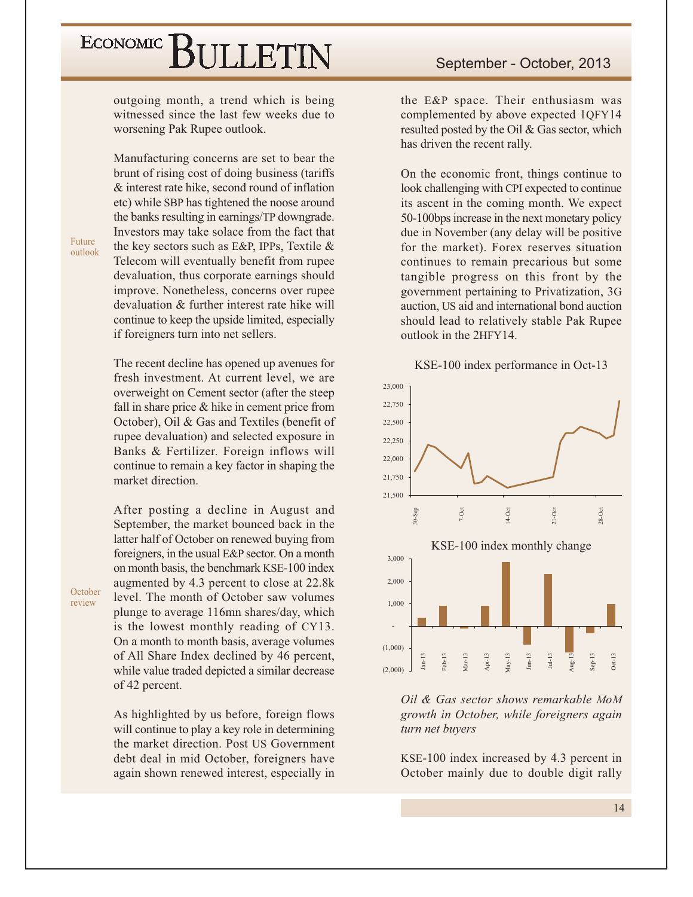outgoing month, a trend which is being witnessed since the last few weeks due to worsening Pak Rupee outlook.

Future outlook

Manufacturing concerns are set to bear the brunt of rising cost of doing business (tariffs & interest rate hike, second round of inflation etc) while SBP has tightened the noose around the banks resulting in earnings/TP downgrade. Investors may take solace from the fact that the key sectors such as E&P, IPPs, Textile & Telecom will eventually benefit from rupee devaluation, thus corporate earnings should improve. Nonetheless, concerns over rupee devaluation & further interest rate hike will continue to keep the upside limited, especially if foreigners turn into net sellers.

The recent decline has opened up avenues for fresh investment. At current level, we are overweight on Cement sector (after the steep fall in share price & hike in cement price from October), Oil & Gas and Textiles (benefit of rupee devaluation) and selected exposure in Banks & Fertilizer. Foreign inflows will continue to remain a key factor in shaping the market direction.

October review

After posting a decline in August and September, the market bounced back in the latter half of October on renewed buying from foreigners, in the usual E&P sector. On a month on month basis, the benchmark KSE-100 index augmented by 4.3 percent to close at 22.8k level. The month of October saw volumes plunge to average 116mn shares/day, which is the lowest monthly reading of CY13. On a month to month basis, average volumes of All Share Index declined by 46 percent, while value traded depicted a similar decrease of 42 percent.

As highlighted by us before, foreign flows will continue to play a key role in determining the market direction. Post US Government debt deal in mid October, foreigners have again shown renewed interest, especially in the E&P space. Their enthusiasm was complemented by above expected 1QFY14 resulted posted by the Oil & Gas sector, which has driven the recent rally.

On the economic front, things continue to look challenging with CPI expected to continue its ascent in the coming month. We expect 50-100bps increase in the next monetary policy due in November (any delay will be positive for the market). Forex reserves situation continues to remain precarious but some tangible progress on this front by the government pertaining to Privatization, 3G auction, US aid and international bond auction should lead to relatively stable Pak Rupee outlook in the 2HFY14.

KSE-100 index performance in Oct-13

KSE-100 index monthly change

*Oil & Gas sector shows remarkable MoM growth in October, while foreigners again turn net buyers*

KSE-100 index increased by 4.3 percent in October mainly due to double digit rally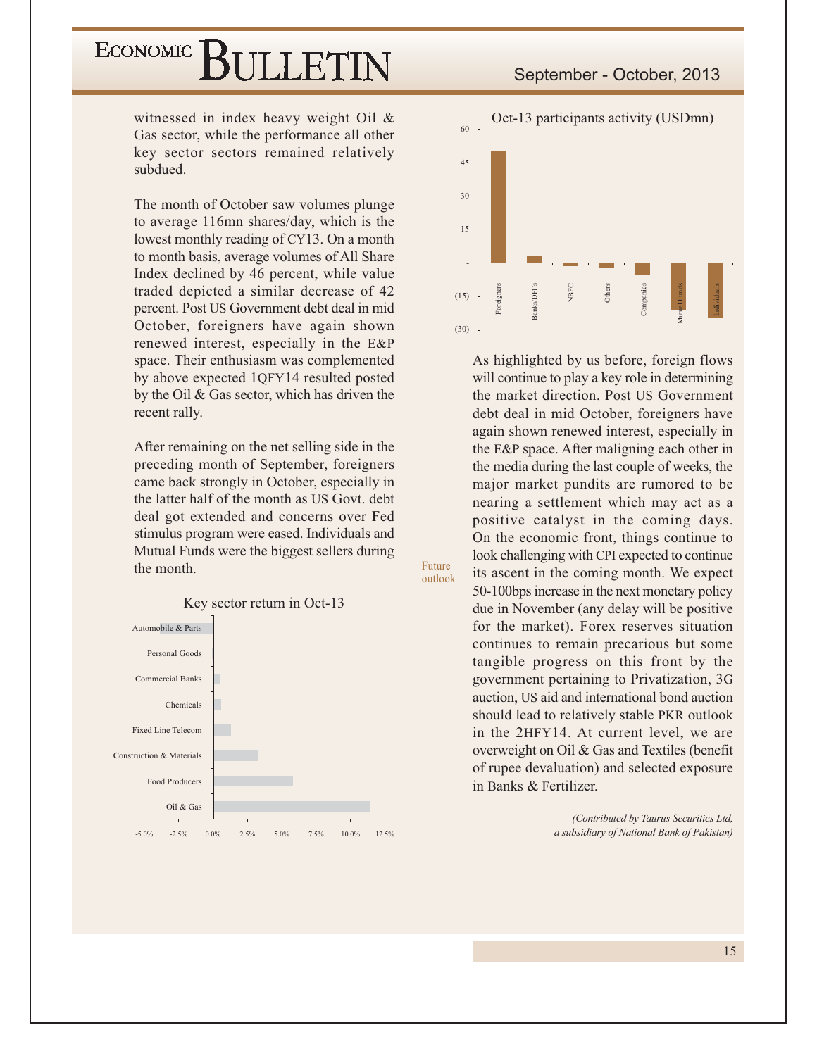witnessed in index heavy weight Oil & Gas sector, while the performance all other key sector sectors remained relatively subdued.

The month of October saw volumes plunge to average 116mn shares/day, which is the lowest monthly reading of CY13. On a month to month basis, average volumes of All Share Index declined by 46 percent, while value traded depicted a similar decrease of 42 percent. Post US Government debt deal in mid October, foreigners have again shown renewed interest, especially in the E&P space. Their enthusiasm was complemented by above expected 1QFY14 resulted posted by the Oil & Gas sector, which has driven the recent rally.

After remaining on the net selling side in the preceding month of September, foreigners came back strongly in October, especially in the latter half of the month as US Govt. debt deal got extended and concerns over Fed stimulus program were eased. Individuals and Mutual Funds were the biggest sellers during the month.

Key sector return in Oct-13

Automobile & Parts, Personal Goods, Commercial Banks, Chemicals, Fixed Line Telecom, Construction & Materials, Food Producers, Oil & Gas

Oct-13 participants activity (USDmn)

Foreigners, Banks/DFI's, NBFC, Others, Companies, Mutual Funds, Individuals

**Future outlook**

As highlighted by us before, foreign flows will continue to play a key role in determining the market direction. Post US Government debt deal in mid October, foreigners have again shown renewed interest, especially in the E&P space. After maligning each other in the media during the last couple of weeks, the major market pundits are rumored to be nearing a settlement which may act as a positive catalyst in the coming days. On the economic front, things continue to look challenging with CPI expected to continue its ascent in the coming month. We expect 50-100bps increase in the next monetary policy due in November (any delay will be positive for the market). Forex reserves situation continues to remain precarious but some tangible progress on this front by the government pertaining to Privatization, 3G auction, US aid and international bond auction should lead to relatively stable PKR outlook in the 2HFY14. At current level, we are overweight on Oil & Gas and Textiles (benefit of rupee devaluation) and selected exposure in Banks & Fertilizer.

*(Contributed by Taurus Securities Ltd, a subsidiary of National Bank of Pakistan)*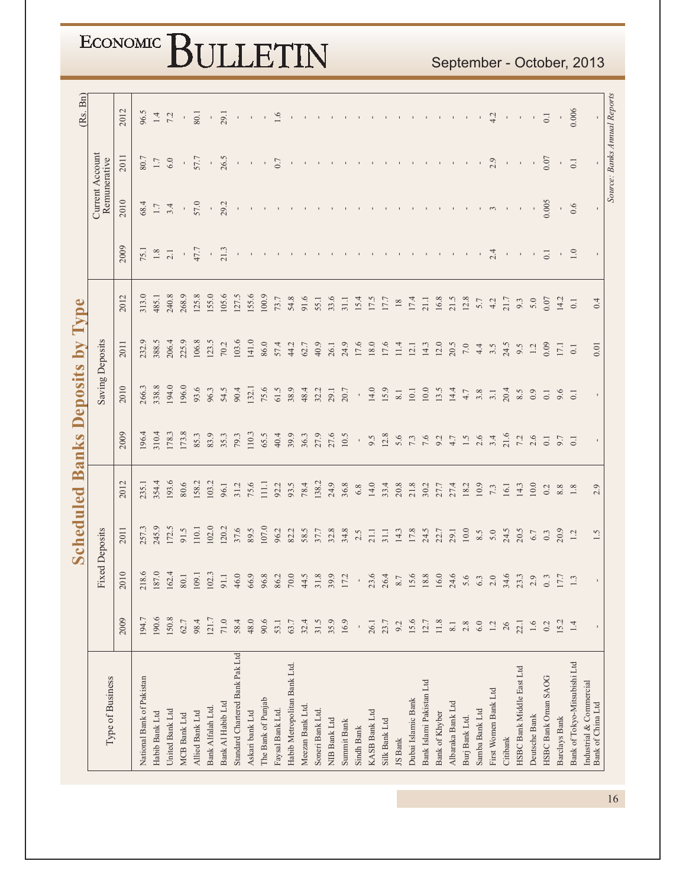# Scheduled Banks Deposits by Type

(Rs. Bn)

| Type of Business | Fixed Deposits | | | | Saving Deposits | | | | Current Account Remunerative | | | |
|---|---|---|---|---|---|---|---|---|---|---|---|---|
| | 2009 | 2010 | 2011 | 2012 | 2009 | 2010 | 2011 | 2012 | 2009 | 2010 | 2011 | 2012 |
| National Bank of Pakistan | 194.7 | 218.6 | 257.3 | 235.1 | 196.4 | 266.3 | 232.9 | 313.0 | 75.1 | 68.4 | 80.7 | 96.5 |
| Habib Bank Ltd | 190.6 | 187.0 | 245.9 | 354.4 | 310.4 | 338.8 | 388.5 | 485.1 | 1.8 | 1.7 | 1.7 | 1.4 |
| United Bank Ltd | 150.8 | 162.4 | 172.5 | 193.6 | 178.3 | 194.0 | 206.4 | 240.8 | 2.1 | 3.4 | 6.0 | 7.2 |
| MCB Bank Ltd | 62.7 | 80.1 | 91.5 | 80.6 | 173.8 | 196.0 | 225.9 | 268.9 | - | - | - | - |
| Allied Bank Ltd | 98.4 | 109.1 | 110.1 | 158.2 | 85.3 | 93.6 | 106.8 | 125.8 | 47.7 | 57.0 | 57.7 | 80.1 |
| Bank Alfalah Ltd. | 121.7 | 102.3 | 102.0 | 103.2 | 83.9 | 96.3 | 123.5 | 155.0 | - | - | - | - |
| Bank Al Habib Ltd | 71.0 | 91.1 | 120.2 | 96.1 | 35.3 | 54.5 | 70.2 | 105.6 | 21.3 | 29.2 | 26.5 | 29.1 |
| Standard Chartered Bank Pak Ltd | 58.4 | 46.0 | 37.6 | 31.2 | 79.3 | 90.4 | 103.6 | 127.5 | - | - | - | - |
| Askari bank Ltd | 48.0 | 66.9 | 89.5 | 75.6 | 110.3 | 132.1 | 141.0 | 155.6 | - | - | - | - |
| The Bank of Punjab | 90.6 | 96.8 | 107.0 | 111.1 | 65.5 | 75.6 | 86.0 | 100.9 | - | - | - | - |
| Faysal Bank Ltd. | 53.1 | 86.2 | 96.2 | 92.2 | 40.4 | 61.5 | 57.4 | 73.7 | - | - | 0.7 | 1.6 |
| Habib Metropolitan Bank Ltd. | 63.7 | 70.0 | 82.2 | 93.5 | 39.9 | 38.9 | 44.2 | 54.8 | - | - | - | - |
| Meezan Bank Ltd. | 32.4 | 44.5 | 58.5 | 78.4 | 36.3 | 48.4 | 62.7 | 91.6 | - | - | - | - |
| Soneri Bank Ltd. | 31.5 | 31.8 | 37.7 | 138.2 | 27.9 | 32.2 | 40.9 | 55.1 | - | - | - | - |
| NIB Bank Ltd | 35.9 | 39.9 | 32.8 | 24.9 | 27.6 | 29.1 | 26.1 | 33.6 | - | - | - | - |
| Summit Bank | 16.9 | 17.2 | 34.8 | 36.8 | 10.5 | 20.7 | 24.9 | 31.1 | - | - | - | - |
| Sindh Bank | - | - | 2.5 | 6.8 | - | - | 17.6 | 15.4 | - | - | - | - |
| KASB Bank Ltd | 26.1 | 23.6 | 21.1 | 14.0 | 9.5 | 14.0 | 18.0 | 17.5 | - | - | - | - |
| Silk Bank Ltd | 23.7 | 26.4 | 31.1 | 33.4 | 12.8 | 15.9 | 17.6 | 17.7 | - | - | - | - |
| JS Bank | 9.2 | 8.7 | 14.3 | 20.8 | 5.6 | 8.1 | 11.4 | 18 | - | - | - | - |
| Dubai Islamic Bank | 15.6 | 15.6 | 17.8 | 21.8 | 7.3 | 10.1 | 12.1 | 17.4 | - | - | - | - |
| Bank Islami Pakistan Ltd | 12.7 | 18.8 | 24.5 | 30.2 | 7.6 | 10.0 | 14.3 | 21.1 | - | - | - | - |
| Bank of Khyber | 11.8 | 16.0 | 22.7 | 27.7 | 9.2 | 13.5 | 12.0 | 16.8 | - | - | - | - |
| Albaraka Bank Ltd | 8.1 | 24.6 | 29.1 | 27.4 | 4.7 | 14.4 | 20.5 | 21.5 | - | - | - | - |
| Burj Bank Ltd. | 2.8 | 5.6 | 10.0 | 18.2 | 1.5 | 4.7 | 7.0 | 12.8 | - | - | - | - |
| Samba Bank Ltd | 6.0 | 6.3 | 8.5 | 10.9 | 2.6 | 3.8 | 4.4 | 5.7 | - | - | - | - |
| First Women Bank Ltd | 1.2 | 2.0 | 5.0 | 7.3 | 3.4 | 3.1 | 3.5 | 4.2 | 2.4 | 3 | 2.9 | 4.2 |
| Citibank | 26 | 34.6 | 24.5 | 16.1 | 21.6 | 20.4 | 24.5 | 21.7 | - | - | - | - |
| HSBC Bank Middle East Ltd | 22.1 | 23.3 | 20.5 | 14.3 | 7.2 | 8.5 | 9.5 | 9.3 | - | - | - | - |
| Deutsche Bank | 1.6 | 2.9 | 6.7 | 10.0 | 2.6 | 0.9 | 1.2 | 5.0 | - | - | - | - |
| HSBC Bank Oman SAOG | 0.2 | 0.3 | 0.3 | 0.2 | 0.1 | 0.1 | 0.09 | 0.07 | 0.1 | 0.005 | 0.07 | 0.1 |
| Barclays Bank | 15.2 | 17.7 | 20.9 | 8.8 | 9.7 | 9.6 | 17.1 | 14.2 | - | - | - | - |
| Bank of Tokyo-Mitsubishi Ltd | 1.4 | 1.3 | 1.2 | 1.8 | 0.1 | 0.1 | 0.1 | 0.1 | 1.0 | 0.6 | 0.1 | 0.006 |
| Industrial & Commercial Bank of China Ltd | - | - | 1.5 | 2.9 | - | - | 0.01 | 0.4 | - | - | - | - |

*Source: Banks Annual Reports*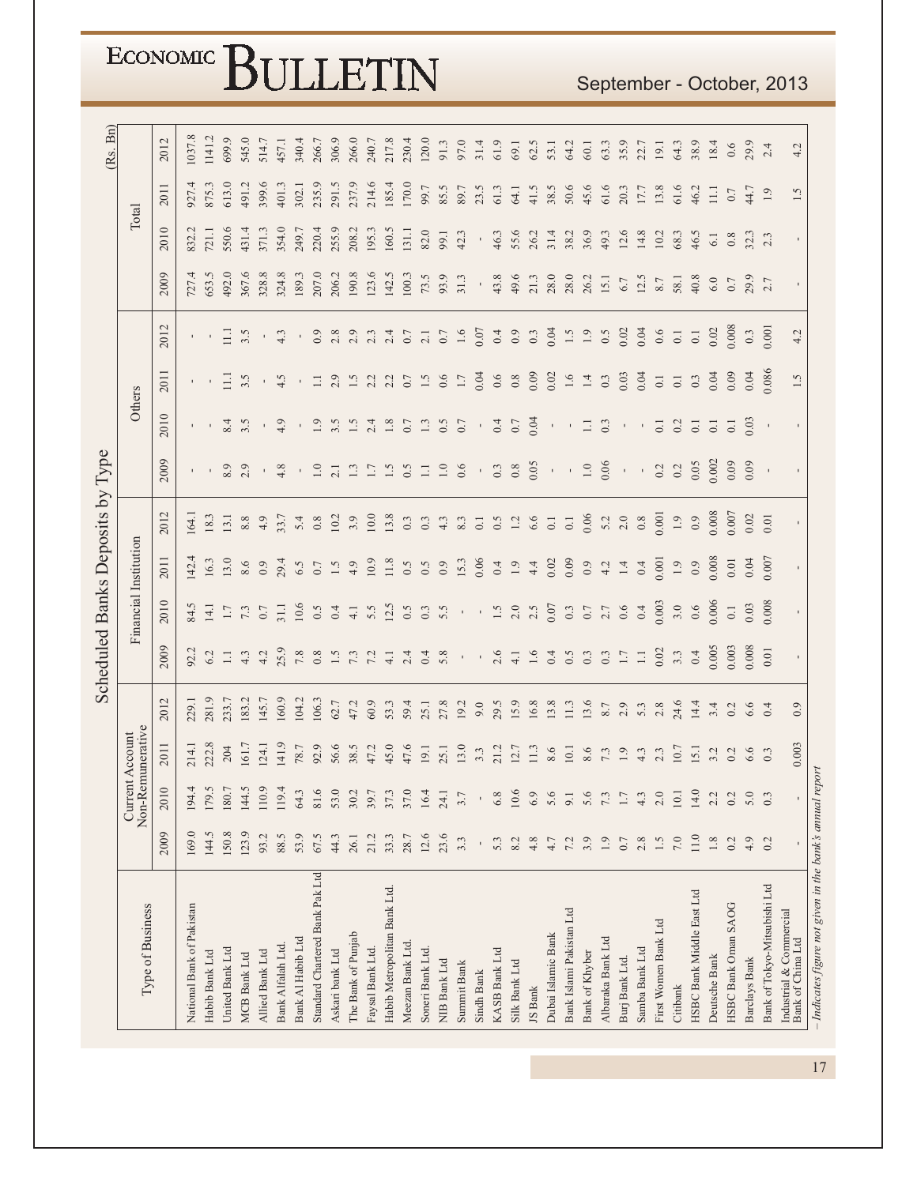## Scheduled Banks Deposits by Type

(Rs. Bn)

| Type of Business | Current Account Non-Remunerative | | | | Financial Institution | | | | Others | | | | Total | | | |
|---|---|---|---|---|---|---|---|---|---|---|---|---|---|---|---|---|
| | 2009 | 2010 | 2011 | 2012 | 2009 | 2010 | 2011 | 2012 | 2009 | 2010 | 2011 | 2012 | 2009 | 2010 | 2011 | 2012 |
| National Bank of Pakistan | 169.0 | 194.4 | 214.1 | 229.1 | 92.2 | 84.5 | 142.4 | 164.1 | - | - | - | - | 727.4 | 832.2 | 927.4 | 1037.8 |
| Habib Bank Ltd | 144.5 | 179.5 | 222.8 | 281.9 | 6.2 | 14.1 | 16.3 | 18.3 | - | - | - | - | 653.5 | 721.1 | 875.3 | 1141.2 |
| United Bank Ltd | 150.8 | 180.7 | 204 | 233.7 | 1.1 | 1.7 | 13.0 | 13.1 | 8.9 | 8.4 | 11.1 | 11.1 | 492.0 | 550.6 | 613.0 | 699.9 |
| MCB Bank Ltd | 123.9 | 144.5 | 161.7 | 183.2 | 4.3 | 7.3 | 8.6 | 8.8 | 2.9 | 3.5 | 3.5 | 3.5 | 367.6 | 431.4 | 491.2 | 545.0 |
| Allied Bank Ltd | 93.2 | 110.9 | 124.1 | 145.7 | 4.2 | 0.7 | 0.9 | 4.9 | - | - | - | - | 328.8 | 371.3 | 399.6 | 514.7 |
| Bank Alfalah Ltd. | 88.5 | 119.4 | 141.9 | 160.9 | 25.9 | 31.1 | 29.4 | 33.7 | 4.8 | 4.9 | 4.5 | 4.3 | 324.8 | 354.0 | 401.3 | 457.1 |
| Bank Al Habib Ltd | 53.9 | 64.3 | 78.7 | 104.2 | 7.8 | 10.6 | 6.5 | 5.4 | - | - | - | - | 189.3 | 249.7 | 302.1 | 340.4 |
| Standard Chartered Bank Pak Ltd | 67.5 | 81.6 | 92.9 | 106.3 | 0.8 | 0.5 | 0.7 | 0.8 | 1.0 | 1.9 | 1.1 | 0.9 | 207.0 | 220.4 | 235.9 | 266.7 |
| Askari bank Ltd | 44.3 | 53.0 | 56.6 | 62.7 | 1.5 | 0.4 | 1.5 | 10.2 | 2.1 | 3.5 | 2.9 | 2.8 | 206.2 | 255.9 | 291.5 | 306.9 |
| The Bank of Punjab | 26.1 | 30.2 | 38.5 | 47.2 | 7.3 | 4.1 | 4.9 | 3.9 | 1.3 | 1.5 | 1.5 | 2.9 | 190.8 | 208.2 | 237.9 | 266.0 |
| Faysal Bank Ltd. | 21.2 | 39.7 | 47.2 | 60.9 | 7.2 | 5.5 | 10.9 | 10.0 | 1.7 | 2.4 | 2.2 | 2.3 | 123.6 | 195.3 | 214.6 | 240.7 |
| Habib Metropolitan Bank Ltd. | 33.3 | 37.3 | 45.0 | 53.3 | 4.1 | 12.5 | 11.8 | 13.8 | 1.5 | 1.8 | 2.2 | 2.4 | 142.5 | 160.5 | 185.4 | 217.8 |
| Meezan Bank Ltd. | 28.7 | 37.0 | 47.6 | 59.4 | 2.4 | 0.5 | 0.5 | 0.3 | 0.5 | 0.7 | 0.7 | 0.7 | 100.3 | 131.1 | 170.0 | 230.4 |
| Soneri Bank Ltd. | 12.6 | 16.4 | 19.1 | 25.1 | 0.4 | 0.3 | 0.5 | 0.3 | 1.1 | 1.3 | 1.5 | 2.1 | 73.5 | 82.0 | 99.7 | 120.0 |
| NIB Bank Ltd | 23.6 | 24.1 | 25.1 | 27.8 | 5.8 | 5.5 | 0.9 | 4.3 | 1.0 | 0.5 | 0.6 | 0.7 | 93.9 | 99.1 | 85.5 | 91.3 |
| Summit Bank | 3.3 | 3.7 | 13.0 | 19.2 | - | - | 15.3 | 8.3 | 0.6 | 0.7 | 1.7 | 1.6 | 31.3 | 42.3 | 89.7 | 97.0 |
| Sindh Bank | - | - | 3.3 | 9.0 | - | - | 0.06 | 0.1 | - | - | 0.04 | 0.07 | - | - | 23.5 | 31.4 |
| KASB Bank Ltd | 5.3 | 6.8 | 21.2 | 29.5 | 2.6 | 1.5 | 0.4 | 0.5 | 0.3 | 0.4 | 0.6 | 0.4 | 43.8 | 46.3 | 61.3 | 61.9 |
| Silk Bank Ltd | 8.2 | 10.6 | 12.7 | 15.9 | 4.1 | 2.0 | 1.9 | 1.2 | 0.8 | 0.7 | 0.8 | 0.9 | 49.6 | 55.6 | 64.1 | 69.1 |
| JS Bank | 4.8 | 6.9 | 11.3 | 16.8 | 1.6 | 2.5 | 4.4 | 6.6 | 0.05 | 0.04 | 0.09 | 0.3 | 21.3 | 26.2 | 41.5 | 62.5 |
| Dubai Islamic Bank | 4.7 | 5.6 | 8.6 | 13.8 | 0.4 | 0.07 | 0.02 | 0.1 | - | - | 0.02 | 0.04 | 28.0 | 31.4 | 38.5 | 53.1 |
| Bank Islami Pakistan Ltd | 7.2 | 9.1 | 10.1 | 11.3 | 0.5 | 0.3 | 0.09 | 0.1 | - | - | 1.6 | 1.5 | 28.0 | 38.2 | 50.6 | 64.2 |
| Bank of Khyber | 3.9 | 5.6 | 8.6 | 13.6 | 0.3 | 0.7 | 0.9 | 0.06 | 1.0 | 1.1 | 1.4 | 1.9 | 26.2 | 36.9 | 45.6 | 60.1 |
| Albaraka Bank Ltd | 1.9 | 7.3 | 7.3 | 8.7 | 0.3 | 2.7 | 4.2 | 5.2 | 0.06 | 0.3 | 0.3 | 0.5 | 15.1 | 49.3 | 61.6 | 63.3 |
| Burj Bank Ltd. | 0.7 | 1.7 | 1.9 | 2.9 | 1.7 | 0.6 | 1.4 | 2.0 | - | - | 0.03 | 0.02 | 6.7 | 12.6 | 20.3 | 35.9 |
| Samba Bank Ltd | 2.8 | 4.3 | 4.3 | 5.3 | 1.1 | 0.4 | 0.4 | 0.8 | - | - | 0.04 | 0.04 | 12.5 | 14.8 | 17.7 | 22.7 |
| First Women Bank Ltd | 1.5 | 2.0 | 2.3 | 2.8 | 0.02 | 0.003 | 0.001 | 0.001 | 0.2 | 0.1 | 0.1 | 0.6 | 8.7 | 10.2 | 13.8 | 19.1 |
| Citibank | 7.0 | 10.1 | 10.7 | 24.6 | 3.3 | 3.0 | 1.9 | 1.9 | 0.2 | 0.2 | 0.1 | 0.1 | 58.1 | 68.3 | 61.6 | 64.3 |
| HSBC Bank Middle East Ltd | 11.0 | 14.0 | 15.1 | 14.4 | 0.4 | 0.6 | 0.9 | 0.9 | 0.05 | 0.1 | 0.3 | 0.1 | 40.8 | 46.5 | 46.2 | 38.9 |
| Deutsche Bank | 1.8 | 2.2 | 3.2 | 3.4 | 0.005 | 0.006 | 0.008 | 0.008 | 0.002 | 0.1 | 0.04 | 0.02 | 6.0 | 6.1 | 11.1 | 18.4 |
| HSBC Bank Oman SAOG | 0.2 | 0.2 | 0.2 | 0.2 | 0.003 | 0.1 | 0.01 | 0.007 | 0.09 | 0.1 | 0.09 | 0.008 | 0.7 | 0.8 | 0.7 | 0.6 |
| Barclays Bank | 4.9 | 5.0 | 6.6 | 6.6 | 0.008 | 0.03 | 0.04 | 0.02 | 0.09 | 0.03 | 0.04 | 0.3 | 29.9 | 32.3 | 44.7 | 29.9 |
| Bank of Tokyo-Mitsubishi Ltd | 0.2 | 0.3 | 0.3 | 0.4 | 0.01 | 0.008 | 0.007 | 0.01 | - | - | 0.086 | 0.001 | 2.7 | 2.3 | 1.9 | 2.4 |
| Industrial & Commercial Bank of China Ltd | - | - | 0.003 | 0.9 | - | - | - | - | - | - | 1.5 | 4.2 | - | - | 1.5 | 4.2 |

*– Indicates figure not given in the bank's annual report*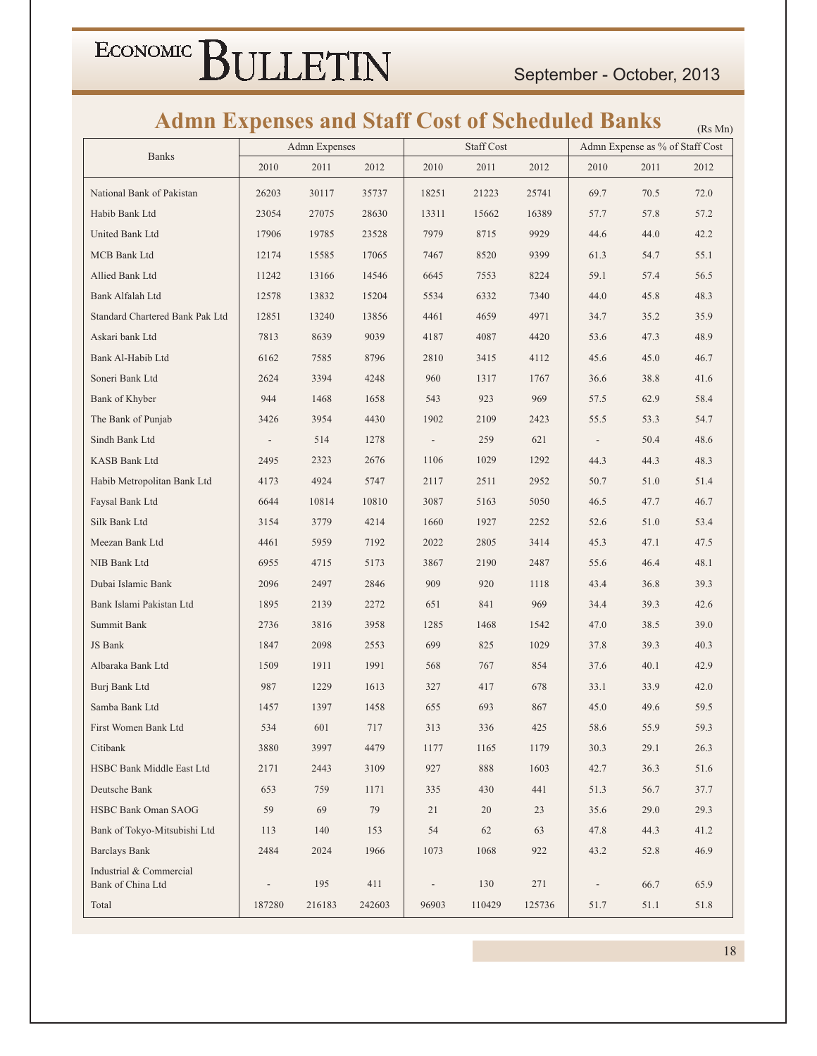# Admn Expenses and Staff Cost of Scheduled Banks

(Rs Mn)

| Banks | Admn Expenses | | | Staff Cost | | | Admn Expense as % of Staff Cost | | |
|---|---|---|---|---|---|---|---|---|---|
| | 2010 | 2011 | 2012 | 2010 | 2011 | 2012 | 2010 | 2011 | 2012 |
| National Bank of Pakistan | 26203 | 30117 | 35737 | 18251 | 21223 | 25741 | 69.7 | 70.5 | 72.0 |
| Habib Bank Ltd | 23054 | 27075 | 28630 | 13311 | 15662 | 16389 | 57.7 | 57.8 | 57.2 |
| United Bank Ltd | 17906 | 19785 | 23528 | 7979 | 8715 | 9929 | 44.6 | 44.0 | 42.2 |
| MCB Bank Ltd | 12174 | 15585 | 17065 | 7467 | 8520 | 9399 | 61.3 | 54.7 | 55.1 |
| Allied Bank Ltd | 11242 | 13166 | 14546 | 6645 | 7553 | 8224 | 59.1 | 57.4 | 56.5 |
| Bank Alfalah Ltd | 12578 | 13832 | 15204 | 5534 | 6332 | 7340 | 44.0 | 45.8 | 48.3 |
| Standard Chartered Bank Pak Ltd | 12851 | 13240 | 13856 | 4461 | 4659 | 4971 | 34.7 | 35.2 | 35.9 |
| Askari bank Ltd | 7813 | 8639 | 9039 | 4187 | 4087 | 4420 | 53.6 | 47.3 | 48.9 |
| Bank Al-Habib Ltd | 6162 | 7585 | 8796 | 2810 | 3415 | 4112 | 45.6 | 45.0 | 46.7 |
| Soneri Bank Ltd | 2624 | 3394 | 4248 | 960 | 1317 | 1767 | 36.6 | 38.8 | 41.6 |
| Bank of Khyber | 944 | 1468 | 1658 | 543 | 923 | 969 | 57.5 | 62.9 | 58.4 |
| The Bank of Punjab | 3426 | 3954 | 4430 | 1902 | 2109 | 2423 | 55.5 | 53.3 | 54.7 |
| Sindh Bank Ltd | - | 514 | 1278 | - | 259 | 621 | - | 50.4 | 48.6 |
| KASB Bank Ltd | 2495 | 2323 | 2676 | 1106 | 1029 | 1292 | 44.3 | 44.3 | 48.3 |
| Habib Metropolitan Bank Ltd | 4173 | 4924 | 5747 | 2117 | 2511 | 2952 | 50.7 | 51.0 | 51.4 |
| Faysal Bank Ltd | 6644 | 10814 | 10810 | 3087 | 5163 | 5050 | 46.5 | 47.7 | 46.7 |
| Silk Bank Ltd | 3154 | 3779 | 4214 | 1660 | 1927 | 2252 | 52.6 | 51.0 | 53.4 |
| Meezan Bank Ltd | 4461 | 5959 | 7192 | 2022 | 2805 | 3414 | 45.3 | 47.1 | 47.5 |
| NIB Bank Ltd | 6955 | 4715 | 5173 | 3867 | 2190 | 2487 | 55.6 | 46.4 | 48.1 |
| Dubai Islamic Bank | 2096 | 2497 | 2846 | 909 | 920 | 1118 | 43.4 | 36.8 | 39.3 |
| Bank Islami Pakistan Ltd | 1895 | 2139 | 2272 | 651 | 841 | 969 | 34.4 | 39.3 | 42.6 |
| Summit Bank | 2736 | 3816 | 3958 | 1285 | 1468 | 1542 | 47.0 | 38.5 | 39.0 |
| JS Bank | 1847 | 2098 | 2553 | 699 | 825 | 1029 | 37.8 | 39.3 | 40.3 |
| Albaraka Bank Ltd | 1509 | 1911 | 1991 | 568 | 767 | 854 | 37.6 | 40.1 | 42.9 |
| Burj Bank Ltd | 987 | 1229 | 1613 | 327 | 417 | 678 | 33.1 | 33.9 | 42.0 |
| Samba Bank Ltd | 1457 | 1397 | 1458 | 655 | 693 | 867 | 45.0 | 49.6 | 59.5 |
| First Women Bank Ltd | 534 | 601 | 717 | 313 | 336 | 425 | 58.6 | 55.9 | 59.3 |
| Citibank | 3880 | 3997 | 4479 | 1177 | 1165 | 1179 | 30.3 | 29.1 | 26.3 |
| HSBC Bank Middle East Ltd | 2171 | 2443 | 3109 | 927 | 888 | 1603 | 42.7 | 36.3 | 51.6 |
| Deutsche Bank | 653 | 759 | 1171 | 335 | 430 | 441 | 51.3 | 56.7 | 37.7 |
| HSBC Bank Oman SAOG | 59 | 69 | 79 | 21 | 20 | 23 | 35.6 | 29.0 | 29.3 |
| Bank of Tokyo-Mitsubishi Ltd | 113 | 140 | 153 | 54 | 62 | 63 | 47.8 | 44.3 | 41.2 |
| Barclays Bank | 2484 | 2024 | 1966 | 1073 | 1068 | 922 | 43.2 | 52.8 | 46.9 |
| Industrial & Commercial Bank of China Ltd | - | 195 | 411 | - | 130 | 271 | - | 66.7 | 65.9 |
| Total | 187280 | 216183 | 242603 | 96903 | 110429 | 125736 | 51.7 | 51.1 | 51.8 |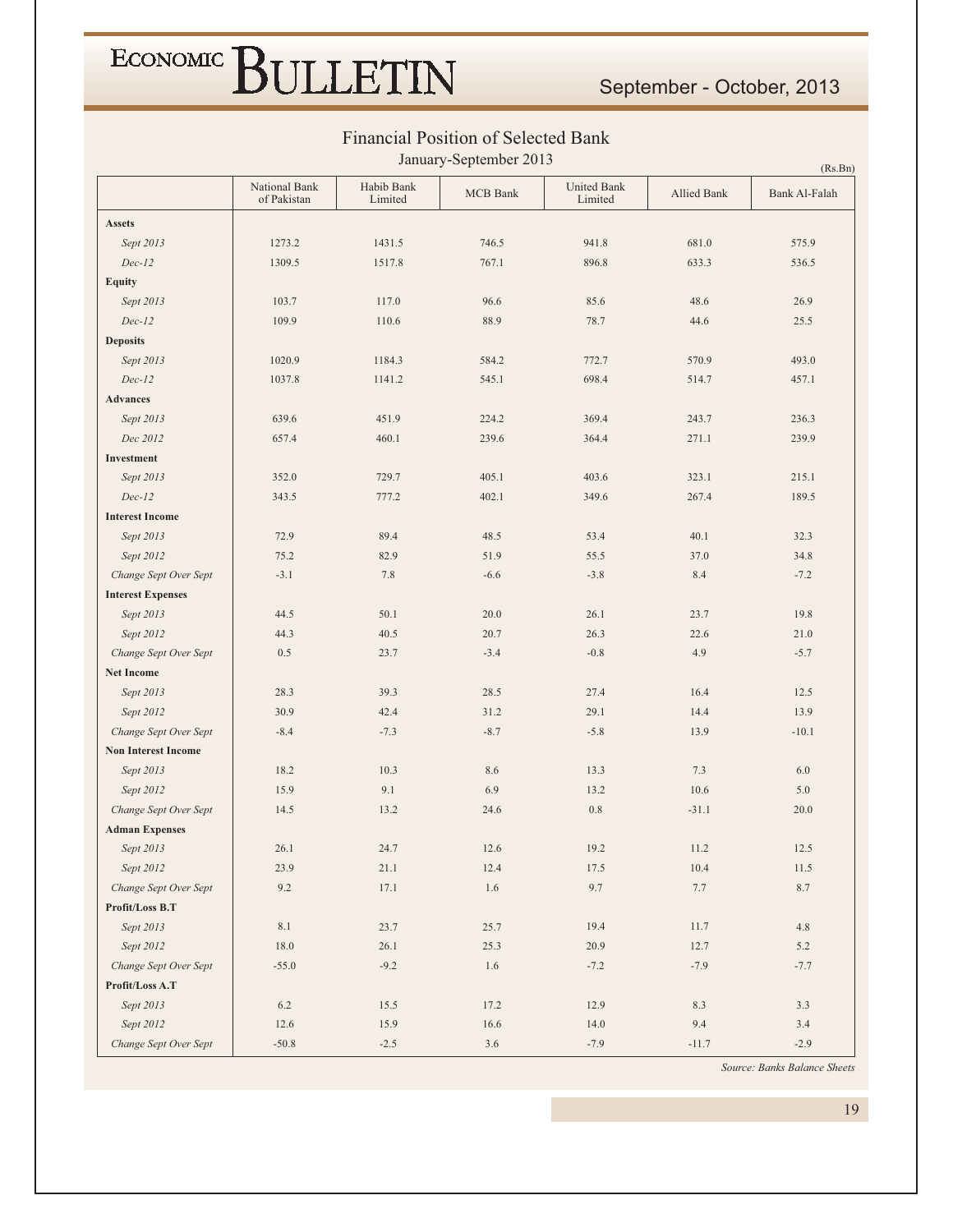## Financial Position of Selected Bank

January-September 2013

(Rs.Bn)

| | National Bank of Pakistan | Habib Bank Limited | MCB Bank | United Bank Limited | Allied Bank | Bank Al-Falah |
|---|---|---|---|---|---|---|
| **Assets** | | | | | | |
| *Sept 2013* | 1273.2 | 1431.5 | 746.5 | 941.8 | 681.0 | 575.9 |
| *Dec-12* | 1309.5 | 1517.8 | 767.1 | 896.8 | 633.3 | 536.5 |
| **Equity** | | | | | | |
| *Sept 2013* | 103.7 | 117.0 | 96.6 | 85.6 | 48.6 | 26.9 |
| *Dec-12* | 109.9 | 110.6 | 88.9 | 78.7 | 44.6 | 25.5 |
| **Deposits** | | | | | | |
| *Sept 2013* | 1020.9 | 1184.3 | 584.2 | 772.7 | 570.9 | 493.0 |
| *Dec-12* | 1037.8 | 1141.2 | 545.1 | 698.4 | 514.7 | 457.1 |
| **Advances** | | | | | | |
| *Sept 2013* | 639.6 | 451.9 | 224.2 | 369.4 | 243.7 | 236.3 |
| *Dec 2012* | 657.4 | 460.1 | 239.6 | 364.4 | 271.1 | 239.9 |
| **Investment** | | | | | | |
| *Sept 2013* | 352.0 | 729.7 | 405.1 | 403.6 | 323.1 | 215.1 |
| *Dec-12* | 343.5 | 777.2 | 402.1 | 349.6 | 267.4 | 189.5 |
| **Interest Income** | | | | | | |
| *Sept 2013* | 72.9 | 89.4 | 48.5 | 53.4 | 40.1 | 32.3 |
| *Sept 2012* | 75.2 | 82.9 | 51.9 | 55.5 | 37.0 | 34.8 |
| *Change Sept Over Sept* | -3.1 | 7.8 | -6.6 | -3.8 | 8.4 | -7.2 |
| **Interest Expenses** | | | | | | |
| *Sept 2013* | 44.5 | 50.1 | 20.0 | 26.1 | 23.7 | 19.8 |
| *Sept 2012* | 44.3 | 40.5 | 20.7 | 26.3 | 22.6 | 21.0 |
| *Change Sept Over Sept* | 0.5 | 23.7 | -3.4 | -0.8 | 4.9 | -5.7 |
| **Net Income** | | | | | | |
| *Sept 2013* | 28.3 | 39.3 | 28.5 | 27.4 | 16.4 | 12.5 |
| *Sept 2012* | 30.9 | 42.4 | 31.2 | 29.1 | 14.4 | 13.9 |
| *Change Sept Over Sept* | -8.4 | -7.3 | -8.7 | -5.8 | 13.9 | -10.1 |
| **Non Interest Income** | | | | | | |
| *Sept 2013* | 18.2 | 10.3 | 8.6 | 13.3 | 7.3 | 6.0 |
| *Sept 2012* | 15.9 | 9.1 | 6.9 | 13.2 | 10.6 | 5.0 |
| *Change Sept Over Sept* | 14.5 | 13.2 | 24.6 | 0.8 | -31.1 | 20.0 |
| **Adman Expenses** | | | | | | |
| *Sept 2013* | 26.1 | 24.7 | 12.6 | 19.2 | 11.2 | 12.5 |
| *Sept 2012* | 23.9 | 21.1 | 12.4 | 17.5 | 10.4 | 11.5 |
| *Change Sept Over Sept* | 9.2 | 17.1 | 1.6 | 9.7 | 7.7 | 8.7 |
| **Profit/Loss B.T** | | | | | | |
| *Sept 2013* | 8.1 | 23.7 | 25.7 | 19.4 | 11.7 | 4.8 |
| *Sept 2012* | 18.0 | 26.1 | 25.3 | 20.9 | 12.7 | 5.2 |
| *Change Sept Over Sept* | -55.0 | -9.2 | 1.6 | -7.2 | -7.9 | -7.7 |
| **Profit/Loss A.T** | | | | | | |
| *Sept 2013* | 6.2 | 15.5 | 17.2 | 12.9 | 8.3 | 3.3 |
| *Sept 2012* | 12.6 | 15.9 | 16.6 | 14.0 | 9.4 | 3.4 |
| *Change Sept Over Sept* | -50.8 | -2.5 | 3.6 | -7.9 | -11.7 | -2.9 |

*Source: Banks Balance Sheets*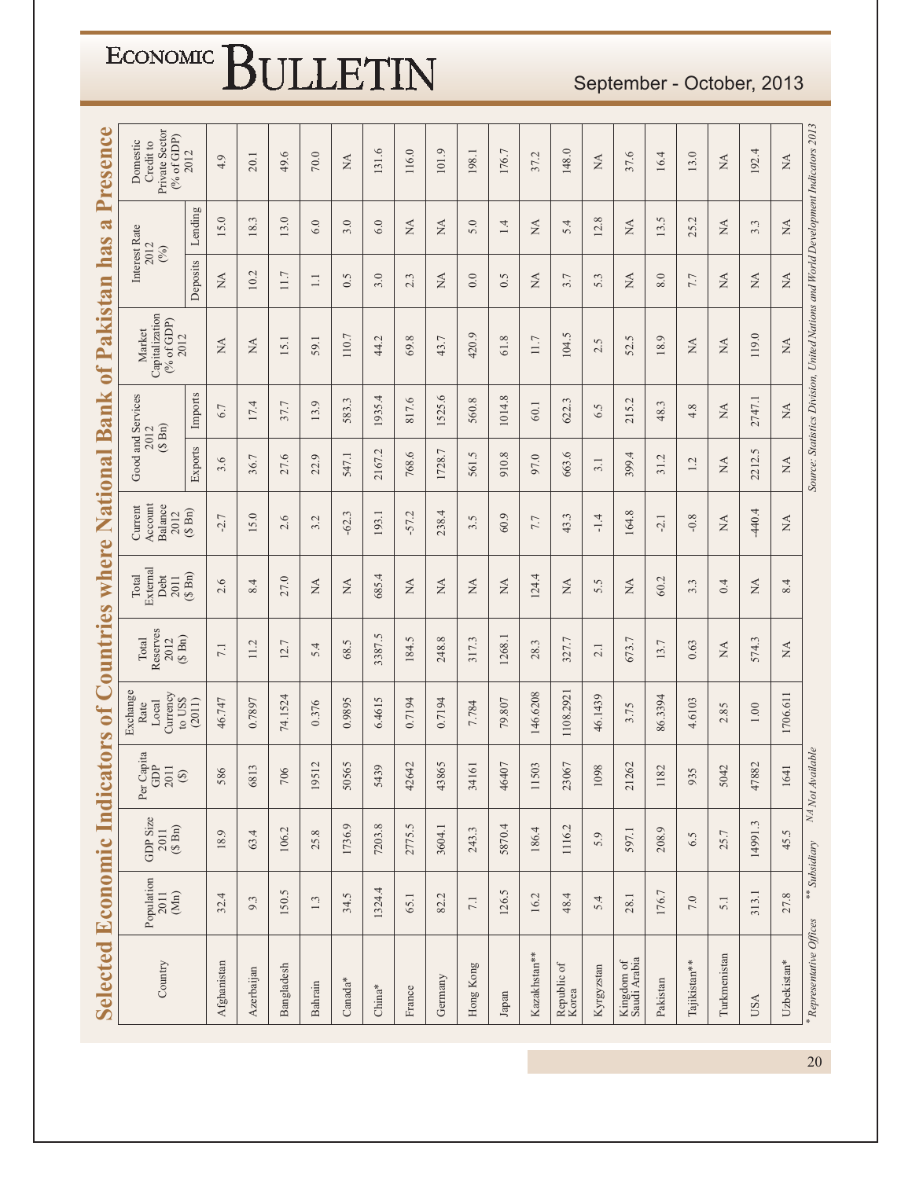## Selected Economic Indicators of Countries where National Bank of Pakistan has a Presence

| Country | Population 2011 (Mn) | GDP Size 2011 ($ Bn) | Per Capita GDP 2011 ($) | Exchange Rate Local Currency to US$ (2011) | Total Reserves 2012 ($ Bn) | Total External Debt 2011 ($ Bn) | Current Account Balance 2012 ($ Bn) | Good and Services 2012 ($ Bn) | | Market Capitalization (% of GDP) 2012 | Interest Rate 2012 (%) | | Domestic Credit to Private Sector (% of GDP) 2012 |
|---|---|---|---|---|---|---|---|---|---|---|---|---|---|
| | | | | | | | | Exports | Imports | | Deposits | Lending | |
| Afghanistan | 32.4 | 18.9 | 586 | 46.747 | 7.1 | 2.6 | -2.7 | 3.6 | 6.7 | NA | NA | 15.0 | 4.9 |
| Azerbaijan | 9.3 | 63.4 | 6813 | 0.7897 | 11.2 | 8.4 | 15.0 | 36.7 | 17.4 | NA | 10.2 | 18.3 | 20.1 |
| Bangladesh | 150.5 | 106.2 | 706 | 74.1524 | 12.7 | 27.0 | 2.6 | 27.6 | 37.7 | 15.1 | 11.7 | 13.0 | 49.6 |
| Bahrain | 1.3 | 25.8 | 19512 | 0.376 | 5.4 | NA | 3.2 | 22.9 | 13.9 | 59.1 | 1.1 | 6.0 | 70.0 |
| Canada* | 34.5 | 1736.9 | 50565 | 0.9895 | 68.5 | NA | -62.3 | 547.1 | 583.3 | 110.7 | 0.5 | 3.0 | NA |
| China* | 1324.4 | 7203.8 | 5439 | 6.4615 | 3387.5 | 685.4 | 193.1 | 2167.2 | 1935.4 | 44.2 | 3.0 | 6.0 | 131.6 |
| France | 65.1 | 2775.5 | 42642 | 0.7194 | 184.5 | NA | -57.2 | 768.6 | 817.6 | 69.8 | 2.3 | NA | 116.0 |
| Germany | 82.2 | 3604.1 | 43865 | 0.7194 | 248.8 | NA | 238.4 | 1728.7 | 1525.6 | 43.7 | NA | NA | 101.9 |
| Hong Kong | 7.1 | 243.3 | 34161 | 7.784 | 317.3 | NA | 3.5 | 561.5 | 560.8 | 420.9 | 0.0 | 5.0 | 198.1 |
| Japan | 126.5 | 5870.4 | 46407 | 79.807 | 1268.1 | NA | 60.9 | 910.8 | 1014.8 | 61.8 | 0.5 | 1.4 | 176.7 |
| Kazakhstan** | 16.2 | 186.4 | 11503 | 146.6208 | 28.3 | 124.4 | 7.7 | 97.0 | 60.1 | 11.7 | NA | NA | 37.2 |
| Republic of Korea | 48.4 | 1116.2 | 23067 | 1108.2921 | 327.7 | NA | 43.3 | 663.6 | 622.3 | 104.5 | 3.7 | 5.4 | 148.0 |
| Kyrgyzstan | 5.4 | 5.9 | 1098 | 46.1439 | 2.1 | 5.5 | -1.4 | 3.1 | 6.5 | 2.5 | 5.3 | 12.8 | NA |
| Kingdom of Saudi Arabia | 28.1 | 597.1 | 21262 | 3.75 | 673.7 | NA | 164.8 | 399.4 | 215.2 | 52.5 | NA | NA | 37.6 |
| Pakistan | 176.7 | 208.9 | 1182 | 86.3394 | 13.7 | 60.2 | -2.1 | 31.2 | 48.3 | 18.9 | 8.0 | 13.5 | 16.4 |
| Tajikistan** | 7.0 | 6.5 | 935 | 4.6103 | 0.63 | 3.3 | -0.8 | 1.2 | 4.8 | NA | 7.7 | 25.2 | 13.0 |
| Turkmenistan | 5.1 | 25.7 | 5042 | 2.85 | NA | 0.4 | NA | NA | NA | NA | NA | NA | NA |
| USA | 313.1 | 14991.3 | 47882 | 1.00 | 574.3 | NA | -440.4 | 2212.5 | 2747.1 | 119.0 | NA | 3.3 | 192.4 |
| Uzbekistan* | 27.8 | 45.5 | 1641 | 1706.611 | NA | 8.4 | NA | NA | NA | NA | NA | NA | NA |

\* Representative Offices   ** Subsidiary   NA Not Available

*Source: Statistics Division, United Nations and World Development Indicators 2013*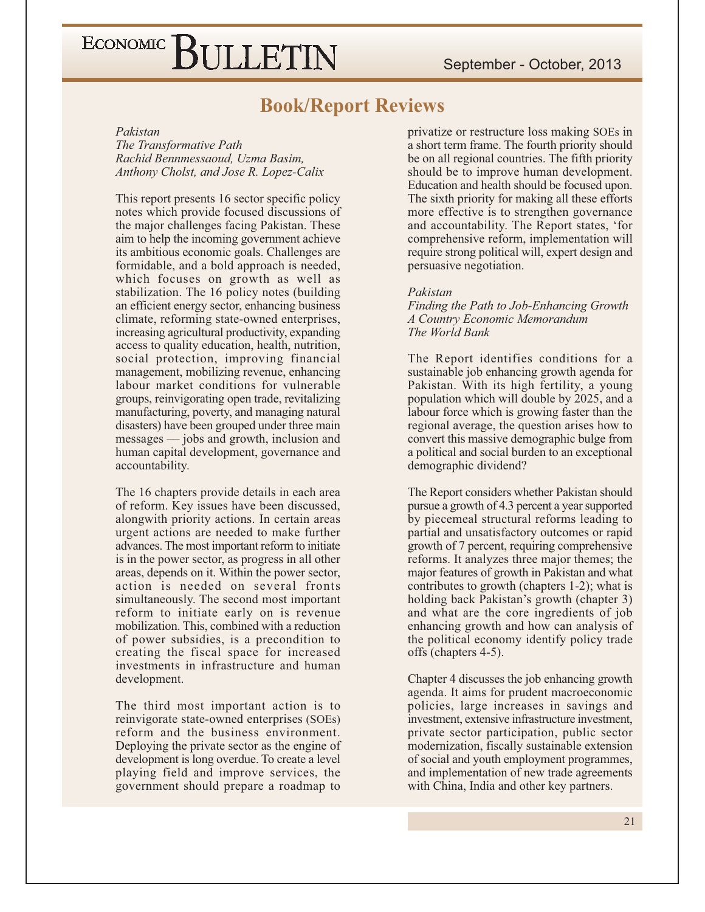## Book/Report Reviews

*Pakistan*
*The Transformative Path*
*Rachid Bennmessaoud, Uzma Basim, Anthony Cholst, and Jose R. Lopez-Calix*

This report presents 16 sector specific policy notes which provide focused discussions of the major challenges facing Pakistan. These aim to help the incoming government achieve its ambitious economic goals. Challenges are formidable, and a bold approach is needed, which focuses on growth as well as stabilization. The 16 policy notes (building an efficient energy sector, enhancing business climate, reforming state-owned enterprises, increasing agricultural productivity, expanding access to quality education, health, nutrition, social protection, improving financial management, mobilizing revenue, enhancing labour market conditions for vulnerable groups, reinvigorating open trade, revitalizing manufacturing, poverty, and managing natural disasters) have been grouped under three main messages — jobs and growth, inclusion and human capital development, governance and accountability.

The 16 chapters provide details in each area of reform. Key issues have been discussed, alongwith priority actions. In certain areas urgent actions are needed to make further advances. The most important reform to initiate is in the power sector, as progress in all other areas, depends on it. Within the power sector, action is needed on several fronts simultaneously. The second most important reform to initiate early on is revenue mobilization. This, combined with a reduction of power subsidies, is a precondition to creating the fiscal space for increased investments in infrastructure and human development.

The third most important action is to reinvigorate state-owned enterprises (SOEs) reform and the business environment. Deploying the private sector as the engine of development is long overdue. To create a level playing field and improve services, the government should prepare a roadmap to privatize or restructure loss making SOEs in a short term frame. The fourth priority should be on all regional countries. The fifth priority should be to improve human development. Education and health should be focused upon. The sixth priority for making all these efforts more effective is to strengthen governance and accountability. The Report states, 'for comprehensive reform, implementation will require strong political will, expert design and persuasive negotiation.

*Pakistan*
*Finding the Path to Job-Enhancing Growth*
*A Country Economic Memorandum*
*The World Bank*

The Report identifies conditions for a sustainable job enhancing growth agenda for Pakistan. With its high fertility, a young population which will double by 2025, and a labour force which is growing faster than the regional average, the question arises how to convert this massive demographic bulge from a political and social burden to an exceptional demographic dividend?

The Report considers whether Pakistan should pursue a growth of 4.3 percent a year supported by piecemeal structural reforms leading to partial and unsatisfactory outcomes or rapid growth of 7 percent, requiring comprehensive reforms. It analyzes three major themes; the major features of growth in Pakistan and what contributes to growth (chapters 1-2); what is holding back Pakistan's growth (chapter 3) and what are the core ingredients of job enhancing growth and how can analysis of the political economy identify policy trade offs (chapters 4-5).

Chapter 4 discusses the job enhancing growth agenda. It aims for prudent macroeconomic policies, large increases in savings and investment, extensive infrastructure investment, private sector participation, public sector modernization, fiscally sustainable extension of social and youth employment programmes, and implementation of new trade agreements with China, India and other key partners.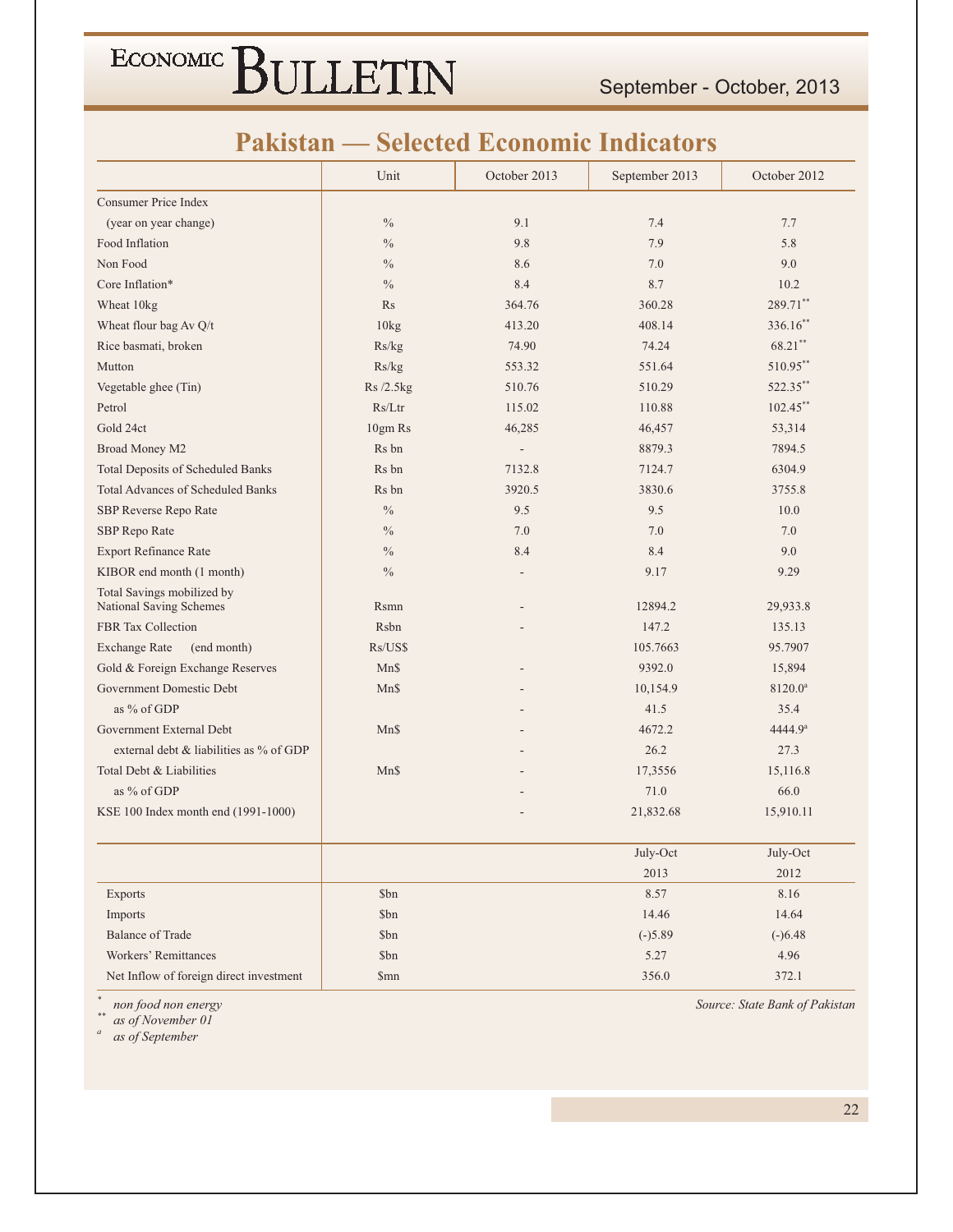## Pakistan — Selected Economic Indicators

| | Unit | October 2013 | September 2013 | October 2012 |
|---|---|---|---|---|
| Consumer Price Index | | | | |
| (year on year change) | % | 9.1 | 7.4 | 7.7 |
| Food Inflation | % | 9.8 | 7.9 | 5.8 |
| Non Food | % | 8.6 | 7.0 | 9.0 |
| Core Inflation* | % | 8.4 | 8.7 | 10.2 |
| Wheat 10kg | Rs | 364.76 | 360.28 | 289.71** |
| Wheat flour bag Av Q/t | 10kg | 413.20 | 408.14 | 336.16** |
| Rice basmati, broken | Rs/kg | 74.90 | 74.24 | 68.21** |
| Mutton | Rs/kg | 553.32 | 551.64 | 510.95** |
| Vegetable ghee (Tin) | Rs /2.5kg | 510.76 | 510.29 | 522.35** |
| Petrol | Rs/Ltr | 115.02 | 110.88 | 102.45** |
| Gold 24ct | 10gm Rs | 46,285 | 46,457 | 53,314 |
| Broad Money M2 | Rs bn | - | 8879.3 | 7894.5 |
| Total Deposits of Scheduled Banks | Rs bn | 7132.8 | 7124.7 | 6304.9 |
| Total Advances of Scheduled Banks | Rs bn | 3920.5 | 3830.6 | 3755.8 |
| SBP Reverse Repo Rate | % | 9.5 | 9.5 | 10.0 |
| SBP Repo Rate | % | 7.0 | 7.0 | 7.0 |
| Export Refinance Rate | % | 8.4 | 8.4 | 9.0 |
| KIBOR end month (1 month) | % | - | 9.17 | 9.29 |
| Total Savings mobilized by National Saving Schemes | Rsmn | - | 12894.2 | 29,933.8 |
| FBR Tax Collection | Rsbn | - | 147.2 | 135.13 |
| Exchange Rate (end month) | Rs/US$ | | 105.7663 | 95.7907 |
| Gold & Foreign Exchange Reserves | Mn$ | - | 9392.0 | 15,894 |
| Government Domestic Debt | Mn$ | - | 10,154.9 | 8120.0[a] |
| as % of GDP | | - | 41.5 | 35.4 |
| Government External Debt | Mn$ | - | 4672.2 | 4444.9[a] |
| external debt & liabilities as % of GDP | | - | 26.2 | 27.3 |
| Total Debt & Liabilities | Mn$ | - | 17,3556 | 15,116.8 |
| as % of GDP | | - | 71.0 | 66.0 |
| KSE 100 Index month end (1991-1000) | | - | 21,832.68 | 15,910.11 |

| | | | July-Oct 2013 | July-Oct 2012 |
|---|---|---|---|---|
| Exports | $bn | | 8.57 | 8.16 |
| Imports | $bn | | 14.46 | 14.64 |
| Balance of Trade | $bn | | (-)5.89 | (-)6.48 |
| Workers' Remittances | $bn | | 5.27 | 4.96 |
| Net Inflow of foreign direct investment | $mn | | 356.0 | 372.1 |

\* *non food non energy*
\*\* *as of November 01*
[a] *as of September*

*Source: State Bank of Pakistan*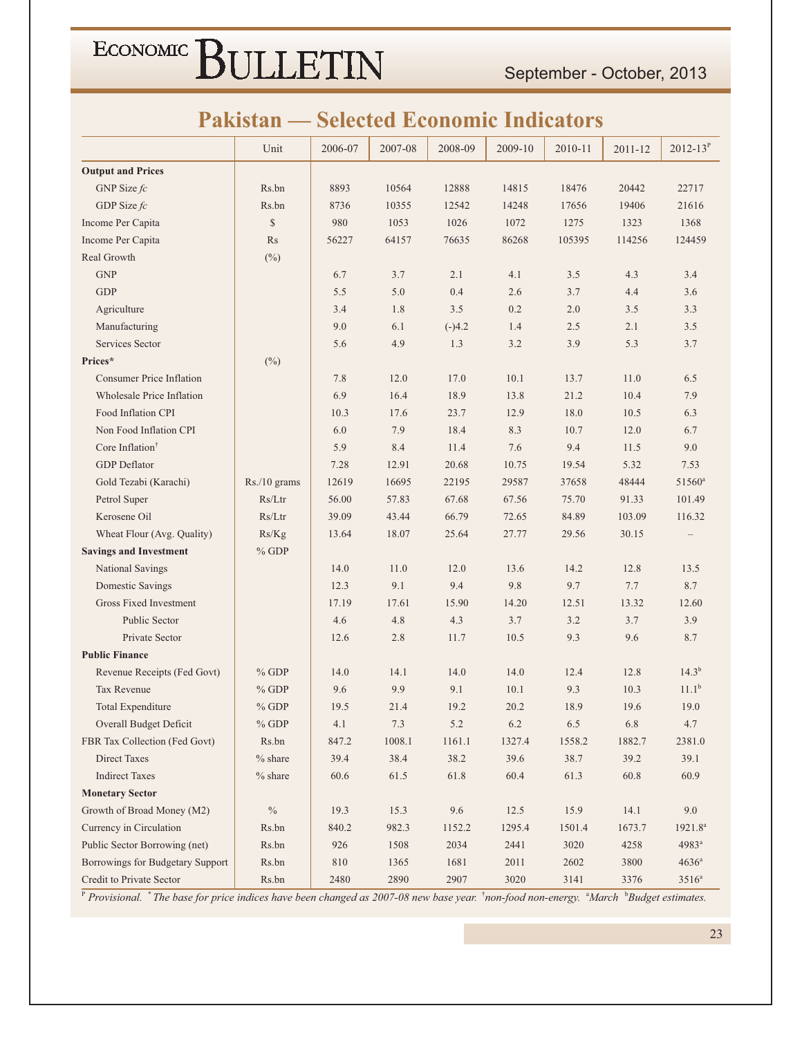# Pakistan — Selected Economic Indicators

| | Unit | 2006-07 | 2007-08 | 2008-09 | 2009-10 | 2010-11 | 2011-12 | 2012-13[P] |
|---|---|---|---|---|---|---|---|---|
| **Output and Prices** | | | | | | | | |
| GNP Size *fc* | Rs.bn | 8893 | 10564 | 12888 | 14815 | 18476 | 20442 | 22717 |
| GDP Size *fc* | Rs.bn | 8736 | 10355 | 12542 | 14248 | 17656 | 19406 | 21616 |
| Income Per Capita | $ | 980 | 1053 | 1026 | 1072 | 1275 | 1323 | 1368 |
| Income Per Capita | Rs | 56227 | 64157 | 76635 | 86268 | 105395 | 114256 | 124459 |
| Real Growth | (%) | | | | | | | |
| GNP | | 6.7 | 3.7 | 2.1 | 4.1 | 3.5 | 4.3 | 3.4 |
| GDP | | 5.5 | 5.0 | 0.4 | 2.6 | 3.7 | 4.4 | 3.6 |
| Agriculture | | 3.4 | 1.8 | 3.5 | 0.2 | 2.0 | 3.5 | 3.3 |
| Manufacturing | | 9.0 | 6.1 | (-)4.2 | 1.4 | 2.5 | 2.1 | 3.5 |
| Services Sector | | 5.6 | 4.9 | 1.3 | 3.2 | 3.9 | 5.3 | 3.7 |
| **Prices*** | (%) | | | | | | | |
| Consumer Price Inflation | | 7.8 | 12.0 | 17.0 | 10.1 | 13.7 | 11.0 | 6.5 |
| Wholesale Price Inflation | | 6.9 | 16.4 | 18.9 | 13.8 | 21.2 | 10.4 | 7.9 |
| Food Inflation CPI | | 10.3 | 17.6 | 23.7 | 12.9 | 18.0 | 10.5 | 6.3 |
| Non Food Inflation CPI | | 6.0 | 7.9 | 18.4 | 8.3 | 10.7 | 12.0 | 6.7 |
| Core Inflation[†] | | 5.9 | 8.4 | 11.4 | 7.6 | 9.4 | 11.5 | 9.0 |
| GDP Deflator | | 7.28 | 12.91 | 20.68 | 10.75 | 19.54 | 5.32 | 7.53 |
| Gold Tezabi (Karachi) | Rs./10 grams | 12619 | 16695 | 22195 | 29587 | 37658 | 48444 | 51560[a] |
| Petrol Super | Rs/Ltr | 56.00 | 57.83 | 67.68 | 67.56 | 75.70 | 91.33 | 101.49 |
| Kerosene Oil | Rs/Ltr | 39.09 | 43.44 | 66.79 | 72.65 | 84.89 | 103.09 | 116.32 |
| Wheat Flour (Avg. Quality) | Rs/Kg | 13.64 | 18.07 | 25.64 | 27.77 | 29.56 | 30.15 | – |
| **Savings and Investment** | % GDP | | | | | | | |
| National Savings | | 14.0 | 11.0 | 12.0 | 13.6 | 14.2 | 12.8 | 13.5 |
| Domestic Savings | | 12.3 | 9.1 | 9.4 | 9.8 | 9.7 | 7.7 | 8.7 |
| Gross Fixed Investment | | 17.19 | 17.61 | 15.90 | 14.20 | 12.51 | 13.32 | 12.60 |
| Public Sector | | 4.6 | 4.8 | 4.3 | 3.7 | 3.2 | 3.7 | 3.9 |
| Private Sector | | 12.6 | 2.8 | 11.7 | 10.5 | 9.3 | 9.6 | 8.7 |
| **Public Finance** | | | | | | | | |
| Revenue Receipts (Fed Govt) | % GDP | 14.0 | 14.1 | 14.0 | 14.0 | 12.4 | 12.8 | 14.3[b] |
| Tax Revenue | % GDP | 9.6 | 9.9 | 9.1 | 10.1 | 9.3 | 10.3 | 11.1[b] |
| Total Expenditure | % GDP | 19.5 | 21.4 | 19.2 | 20.2 | 18.9 | 19.6 | 19.0 |
| Overall Budget Deficit | % GDP | 4.1 | 7.3 | 5.2 | 6.2 | 6.5 | 6.8 | 4.7 |
| FBR Tax Collection (Fed Govt) | Rs.bn | 847.2 | 1008.1 | 1161.1 | 1327.4 | 1558.2 | 1882.7 | 2381.0 |
| Direct Taxes | % share | 39.4 | 38.4 | 38.2 | 39.6 | 38.7 | 39.2 | 39.1 |
| Indirect Taxes | % share | 60.6 | 61.5 | 61.8 | 60.4 | 61.3 | 60.8 | 60.9 |
| **Monetary Sector** | | | | | | | | |
| Growth of Broad Money (M2) | % | 19.3 | 15.3 | 9.6 | 12.5 | 15.9 | 14.1 | 9.0 |
| Currency in Circulation | Rs.bn | 840.2 | 982.3 | 1152.2 | 1295.4 | 1501.4 | 1673.7 | 1921.8[a] |
| Public Sector Borrowing (net) | Rs.bn | 926 | 1508 | 2034 | 2441 | 3020 | 4258 | 4983[a] |
| Borrowings for Budgetary Support | Rs.bn | 810 | 1365 | 1681 | 2011 | 2602 | 3800 | 4636[a] |
| Credit to Private Sector | Rs.bn | 2480 | 2890 | 2907 | 3020 | 3141 | 3376 | 3516[a] |

*[P] Provisional. * The base for price indices have been changed as 2007-08 new base year. [†] non-food non-energy. [a] March [b] Budget estimates.*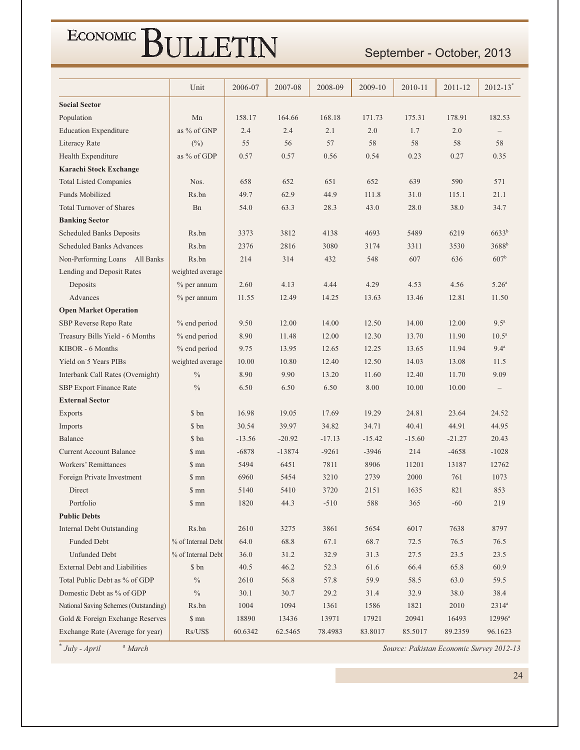| | Unit | 2006-07 | 2007-08 | 2008-09 | 2009-10 | 2010-11 | 2011-12 | 2012-13* |
|---|---|---|---|---|---|---|---|---|
| **Social Sector** | | | | | | | | |
| Population | Mn | 158.17 | 164.66 | 168.18 | 171.73 | 175.31 | 178.91 | 182.53 |
| Education Expenditure | as % of GNP | 2.4 | 2.4 | 2.1 | 2.0 | 1.7 | 2.0 | – |
| Literacy Rate | (%) | 55 | 56 | 57 | 58 | 58 | 58 | 58 |
| Health Expenditure | as % of GDP | 0.57 | 0.57 | 0.56 | 0.54 | 0.23 | 0.27 | 0.35 |
| **Karachi Stock Exchange** | | | | | | | | |
| Total Listed Companies | Nos. | 658 | 652 | 651 | 652 | 639 | 590 | 571 |
| Funds Mobilized | Rs.bn | 49.7 | 62.9 | 44.9 | 111.8 | 31.0 | 115.1 | 21.1 |
| Total Turnover of Shares | Bn | 54.0 | 63.3 | 28.3 | 43.0 | 28.0 | 38.0 | 34.7 |
| **Banking Sector** | | | | | | | | |
| Scheduled Banks Deposits | Rs.bn | 3373 | 3812 | 4138 | 4693 | 5489 | 6219 | 6633[b] |
| Scheduled Banks Advances | Rs.bn | 2376 | 2816 | 3080 | 3174 | 3311 | 3530 | 3688[b] |
| Non-Performing Loans All Banks | Rs.bn | 214 | 314 | 432 | 548 | 607 | 636 | 607[b] |
| Lending and Deposit Rates | weighted average | | | | | | | |
| Deposits | % per annum | 2.60 | 4.13 | 4.44 | 4.29 | 4.53 | 4.56 | 5.26[a] |
| Advances | % per annum | 11.55 | 12.49 | 14.25 | 13.63 | 13.46 | 12.81 | 11.50 |
| **Open Market Operation** | | | | | | | | |
| SBP Reverse Repo Rate | % end period | 9.50 | 12.00 | 14.00 | 12.50 | 14.00 | 12.00 | 9.5[a] |
| Treasury Bills Yield - 6 Months | % end period | 8.90 | 11.48 | 12.00 | 12.30 | 13.70 | 11.90 | 10.5[a] |
| KIBOR - 6 Months | % end period | 9.75 | 13.95 | 12.65 | 12.25 | 13.65 | 11.94 | 9.4[a] |
| Yield on 5 Years PIBs | weighted average | 10.00 | 10.80 | 12.40 | 12.50 | 14.03 | 13.08 | 11.5 |
| Interbank Call Rates (Overnight) | % | 8.90 | 9.90 | 13.20 | 11.60 | 12.40 | 11.70 | 9.09 |
| SBP Export Finance Rate | % | 6.50 | 6.50 | 6.50 | 8.00 | 10.00 | 10.00 | – |
| **External Sector** | | | | | | | | |
| Exports | $ bn | 16.98 | 19.05 | 17.69 | 19.29 | 24.81 | 23.64 | 24.52 |
| Imports | $ bn | 30.54 | 39.97 | 34.82 | 34.71 | 40.41 | 44.91 | 44.95 |
| Balance | $ bn | -13.56 | -20.92 | -17.13 | -15.42 | -15.60 | -21.27 | 20.43 |
| Current Account Balance | $ mn | -6878 | -13874 | -9261 | -3946 | 214 | -4658 | -1028 |
| Workers' Remittances | $ mn | 5494 | 6451 | 7811 | 8906 | 11201 | 13187 | 12762 |
| Foreign Private Investment | $ mn | 6960 | 5454 | 3210 | 2739 | 2000 | 761 | 1073 |
| Direct | $ mn | 5140 | 5410 | 3720 | 2151 | 1635 | 821 | 853 |
| Portfolio | $ mn | 1820 | 44.3 | -510 | 588 | 365 | -60 | 219 |
| **Public Debts** | | | | | | | | |
| Internal Debt Outstanding | Rs.bn | 2610 | 3275 | 3861 | 5654 | 6017 | 7638 | 8797 |
| Funded Debt | % of Internal Debt | 64.0 | 68.8 | 67.1 | 68.7 | 72.5 | 76.5 | 76.5 |
| Unfunded Debt | % of Internal Debt | 36.0 | 31.2 | 32.9 | 31.3 | 27.5 | 23.5 | 23.5 |
| External Debt and Liabilities | $ bn | 40.5 | 46.2 | 52.3 | 61.6 | 66.4 | 65.8 | 60.9 |
| Total Public Debt as % of GDP | % | 2610 | 56.8 | 57.8 | 59.9 | 58.5 | 63.0 | 59.5 |
| Domestic Debt as % of GDP | % | 30.1 | 30.7 | 29.2 | 31.4 | 32.9 | 38.0 | 38.4 |
| National Saving Schemes (Outstanding) | Rs.bn | 1004 | 1094 | 1361 | 1586 | 1821 | 2010 | 2314[a] |
| Gold & Foreign Exchange Reserves | $ mn | 18890 | 13436 | 13971 | 17921 | 20941 | 16493 | 12996[a] |
| Exchange Rate (Average for year) | Rs/US$ | 60.6342 | 62.5465 | 78.4983 | 83.8017 | 85.5017 | 89.2359 | 96.1623 |

*\* July - April* &nbsp;&nbsp; *[a] March*

*Source: Pakistan Economic Survey 2012-13*